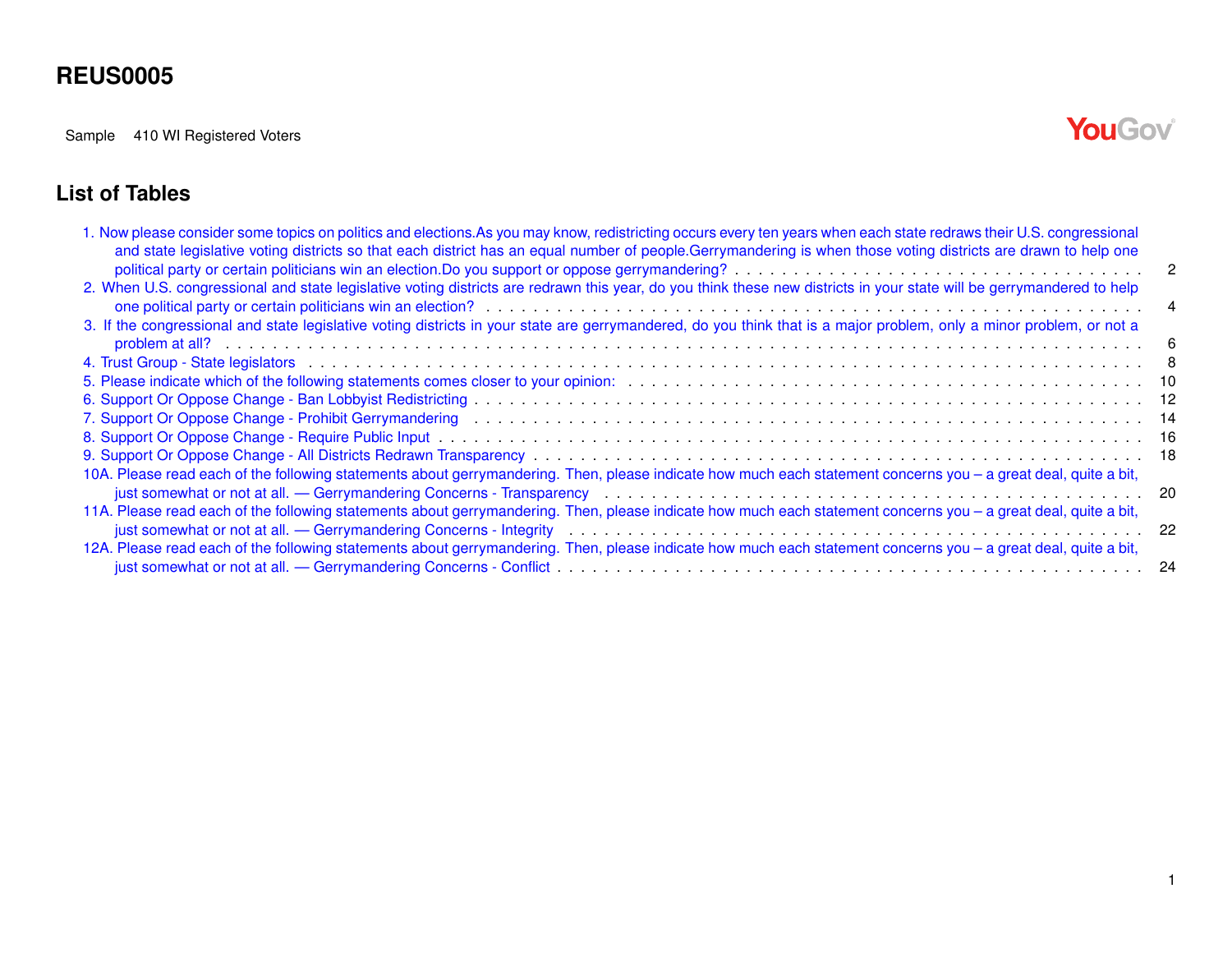# REUS0005

Sample 410 WI Registered Voters

YouGov

## List of Tables

1. Now please consider some topics on politics and elections.As you may know, redistricting occurs every ten years when each state redraws their U.S. congressional and state legislative voting districts so that each district has an equal number of people.Gerrymandering is when those voting districts are drawn to help one political party or certain politicians win an election.Do you support or oppose gerrymandering? . . . . . 2
2. When U.S. congressional and state legislative voting districts are redrawn this year, do you think these new districts in your state will be gerrymandered to help one political party or certain politicians win an election? . . . . . 4
3. If the congressional and state legislative voting districts in your state are gerrymandered, do you think that is a major problem, only a minor problem, or not a problem at all? . . . . . 6
4. Trust Group - State legislators . . . . . 8
5. Please indicate which of the following statements comes closer to your opinion: . . . . . 10
6. Support Or Oppose Change - Ban Lobbyist Redistricting . . . . . 12
7. Support Or Oppose Change - Prohibit Gerrymandering . . . . . 14
8. Support Or Oppose Change - Require Public Input . . . . . 16
9. Support Or Oppose Change - All Districts Redrawn Transparency . . . . . 18

10A. Please read each of the following statements about gerrymandering. Then, please indicate how much each statement concerns you – a great deal, quite a bit, just somewhat or not at all. — Gerrymandering Concerns - Transparency . . . . . 20

11A. Please read each of the following statements about gerrymandering. Then, please indicate how much each statement concerns you – a great deal, quite a bit, just somewhat or not at all. — Gerrymandering Concerns - Integrity . . . . . 22

12A. Please read each of the following statements about gerrymandering. Then, please indicate how much each statement concerns you – a great deal, quite a bit, just somewhat or not at all. — Gerrymandering Concerns - Conflict . . . . . 24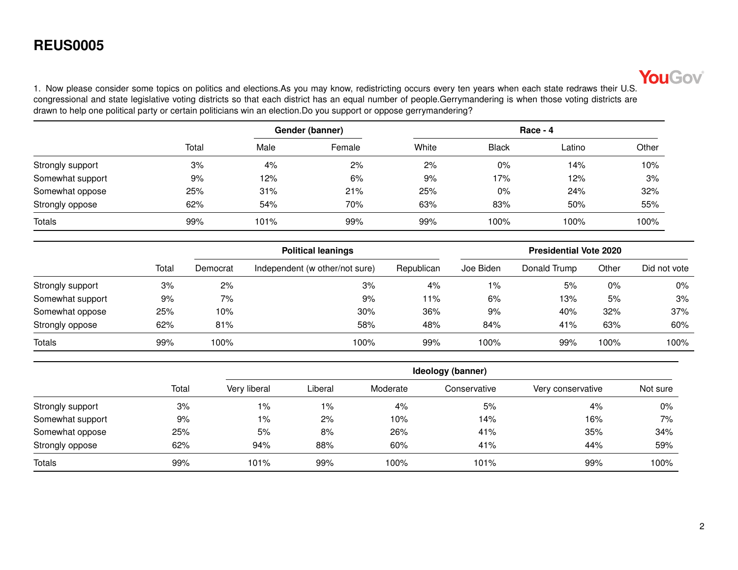# REUS0005

1. Now please consider some topics on politics and elections.As you may know, redistricting occurs every ten years when each state redraws their U.S. congressional and state legislative voting districts so that each district has an equal number of people.Gerrymandering is when those voting districts are drawn to help one political party or certain politicians win an election.Do you support or oppose gerrymandering?

| | | Gender (banner) | | Race - 4 | | | |
|---|---|---|---|---|---|---|---|
| | Total | Male | Female | White | Black | Latino | Other |
| Strongly support | 3% | 4% | 2% | 2% | 0% | 14% | 10% |
| Somewhat support | 9% | 12% | 6% | 9% | 17% | 12% | 3% |
| Somewhat oppose | 25% | 31% | 21% | 25% | 0% | 24% | 32% |
| Strongly oppose | 62% | 54% | 70% | 63% | 83% | 50% | 55% |
| Totals | 99% | 101% | 99% | 99% | 100% | 100% | 100% |

| | | Political leanings | | | Presidential Vote 2020 | | | |
|---|---|---|---|---|---|---|---|---|
| | Total | Democrat | Independent (w other/not sure) | Republican | Joe Biden | Donald Trump | Other | Did not vote |
| Strongly support | 3% | 2% | 3% | 4% | 1% | 5% | 0% | 0% |
| Somewhat support | 9% | 7% | 9% | 11% | 6% | 13% | 5% | 3% |
| Somewhat oppose | 25% | 10% | 30% | 36% | 9% | 40% | 32% | 37% |
| Strongly oppose | 62% | 81% | 58% | 48% | 84% | 41% | 63% | 60% |
| Totals | 99% | 100% | 100% | 99% | 100% | 99% | 100% | 100% |

| | | Ideology (banner) | | | | | |
|---|---|---|---|---|---|---|---|
| | Total | Very liberal | Liberal | Moderate | Conservative | Very conservative | Not sure |
| Strongly support | 3% | 1% | 1% | 4% | 5% | 4% | 0% |
| Somewhat support | 9% | 1% | 2% | 10% | 14% | 16% | 7% |
| Somewhat oppose | 25% | 5% | 8% | 26% | 41% | 35% | 34% |
| Strongly oppose | 62% | 94% | 88% | 60% | 41% | 44% | 59% |
| Totals | 99% | 101% | 99% | 100% | 101% | 99% | 100% |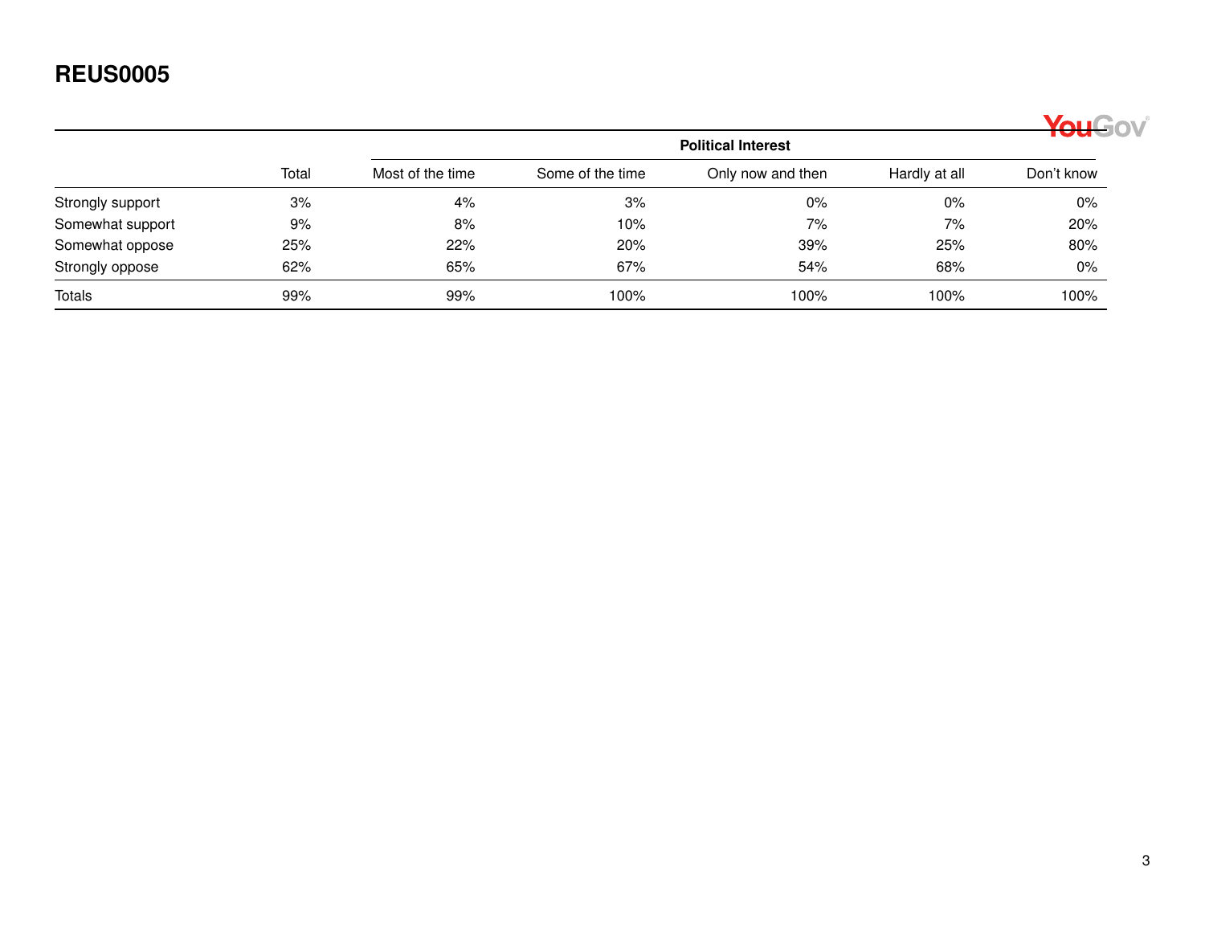## REUS0005

| | Total | Political Interest | | | | |
|---|---|---|---|---|---|---|
| | | Most of the time | Some of the time | Only now and then | Hardly at all | Don't know |
| Strongly support | 3% | 4% | 3% | 0% | 0% | 0% |
| Somewhat support | 9% | 8% | 10% | 7% | 7% | 20% |
| Somewhat oppose | 25% | 22% | 20% | 39% | 25% | 80% |
| Strongly oppose | 62% | 65% | 67% | 54% | 68% | 0% |
| Totals | 99% | 99% | 100% | 100% | 100% | 100% |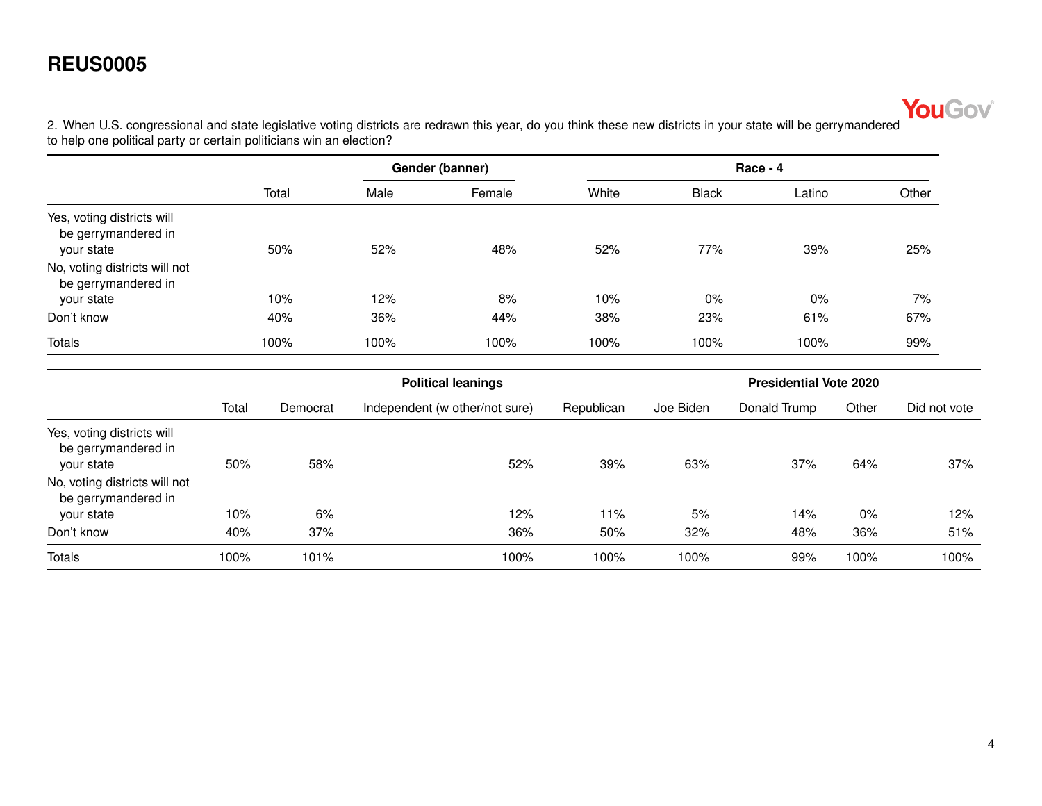# REUS0005

2. When U.S. congressional and state legislative voting districts are redrawn this year, do you think these new districts in your state will be gerrymandered to help one political party or certain politicians win an election?

| | Total | Gender (banner) | | Race - 4 | | | |
|---|---|---|---|---|---|---|---|
| | | Male | Female | White | Black | Latino | Other |
| Yes, voting districts will be gerrymandered in your state | 50% | 52% | 48% | 52% | 77% | 39% | 25% |
| No, voting districts will not be gerrymandered in your state | 10% | 12% | 8% | 10% | 0% | 0% | 7% |
| Don't know | 40% | 36% | 44% | 38% | 23% | 61% | 67% |
| Totals | 100% | 100% | 100% | 100% | 100% | 100% | 99% |

| | Total | Political leanings | | | Presidential Vote 2020 | | | |
|---|---|---|---|---|---|---|---|---|
| | | Democrat | Independent (w other/not sure) | Republican | Joe Biden | Donald Trump | Other | Did not vote |
| Yes, voting districts will be gerrymandered in your state | 50% | 58% | 52% | 39% | 63% | 37% | 64% | 37% |
| No, voting districts will not be gerrymandered in your state | 10% | 6% | 12% | 11% | 5% | 14% | 0% | 12% |
| Don't know | 40% | 37% | 36% | 50% | 32% | 48% | 36% | 51% |
| Totals | 100% | 101% | 100% | 100% | 100% | 99% | 100% | 100% |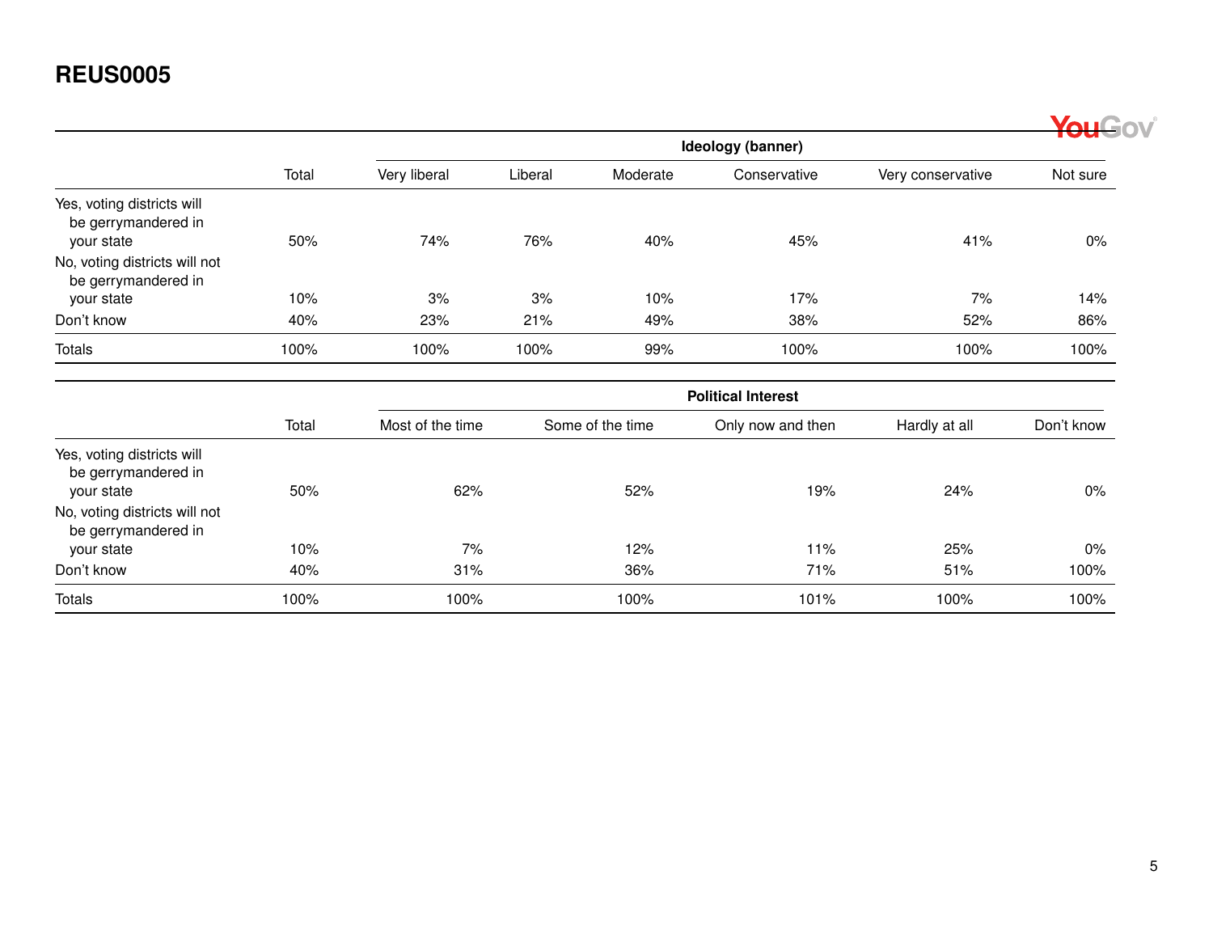## REUS0005

| | Total | Ideology (banner) | | | | | |
|---|---|---|---|---|---|---|---|
| | | Very liberal | Liberal | Moderate | Conservative | Very conservative | Not sure |
| Yes, voting districts will be gerrymandered in your state | 50% | 74% | 76% | 40% | 45% | 41% | 0% |
| No, voting districts will not be gerrymandered in your state | 10% | 3% | 3% | 10% | 17% | 7% | 14% |
| Don't know | 40% | 23% | 21% | 49% | 38% | 52% | 86% |
| Totals | 100% | 100% | 100% | 99% | 100% | 100% | 100% |

| | Total | Political Interest | | | | |
|---|---|---|---|---|---|---|
| | | Most of the time | Some of the time | Only now and then | Hardly at all | Don't know |
| Yes, voting districts will be gerrymandered in your state | 50% | 62% | 52% | 19% | 24% | 0% |
| No, voting districts will not be gerrymandered in your state | 10% | 7% | 12% | 11% | 25% | 0% |
| Don't know | 40% | 31% | 36% | 71% | 51% | 100% |
| Totals | 100% | 100% | 100% | 101% | 100% | 100% |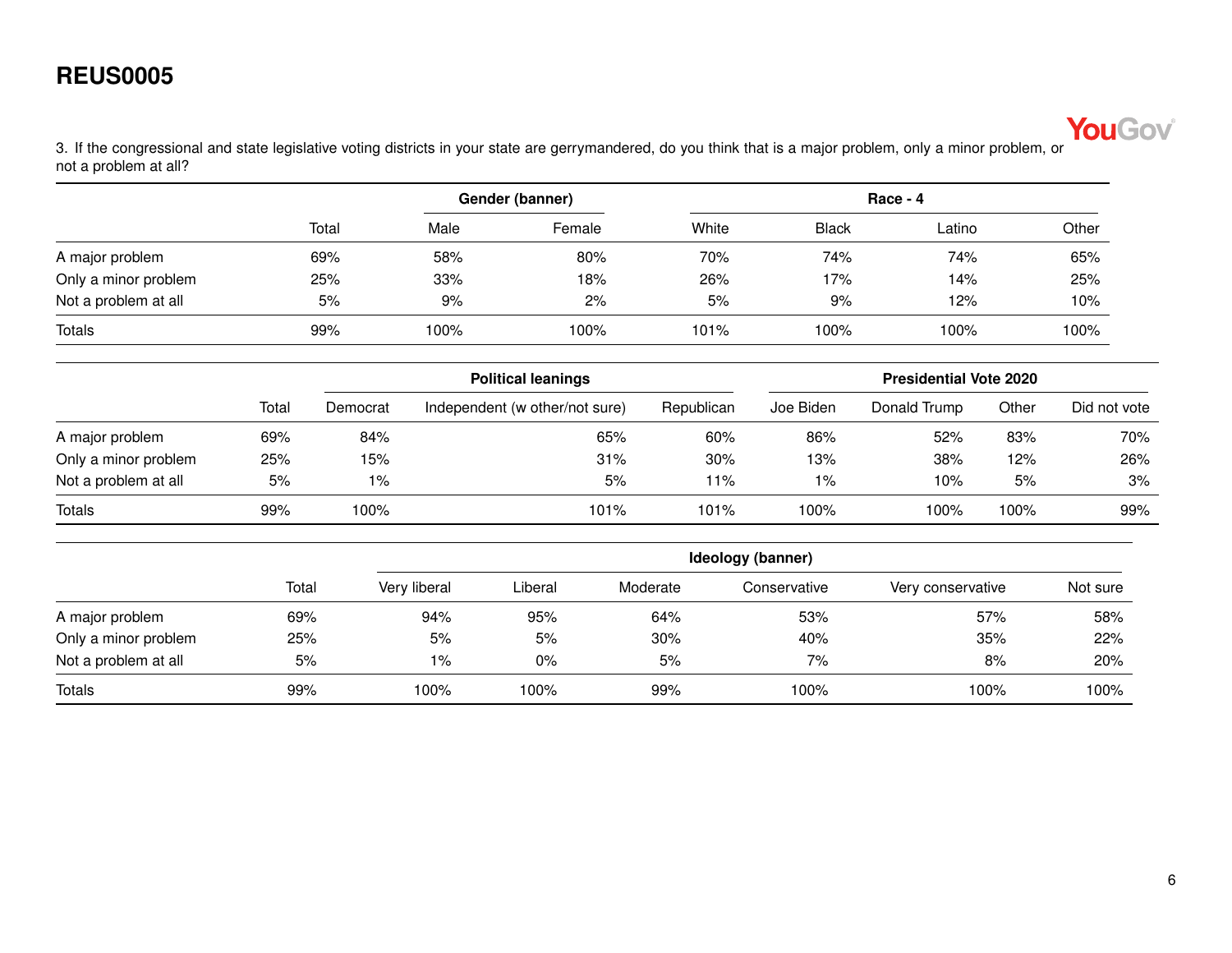**REUS0005**

3. If the congressional and state legislative voting districts in your state are gerrymandered, do you think that is a major problem, only a minor problem, or not a problem at all?

| | | Gender (banner) | | Race - 4 | | | |
|---|---|---|---|---|---|---|---|
| | Total | Male | Female | White | Black | Latino | Other |
| A major problem | 69% | 58% | 80% | 70% | 74% | 74% | 65% |
| Only a minor problem | 25% | 33% | 18% | 26% | 17% | 14% | 25% |
| Not a problem at all | 5% | 9% | 2% | 5% | 9% | 12% | 10% |
| Totals | 99% | 100% | 100% | 101% | 100% | 100% | 100% |

| | | Political leanings | | | Presidential Vote 2020 | | | |
|---|---|---|---|---|---|---|---|---|
| | Total | Democrat | Independent (w other/not sure) | Republican | Joe Biden | Donald Trump | Other | Did not vote |
| A major problem | 69% | 84% | 65% | 60% | 86% | 52% | 83% | 70% |
| Only a minor problem | 25% | 15% | 31% | 30% | 13% | 38% | 12% | 26% |
| Not a problem at all | 5% | 1% | 5% | 11% | 1% | 10% | 5% | 3% |
| Totals | 99% | 100% | 101% | 101% | 100% | 100% | 100% | 99% |

| | | Ideology (banner) | | | | | |
|---|---|---|---|---|---|---|---|
| | Total | Very liberal | Liberal | Moderate | Conservative | Very conservative | Not sure |
| A major problem | 69% | 94% | 95% | 64% | 53% | 57% | 58% |
| Only a minor problem | 25% | 5% | 5% | 30% | 40% | 35% | 22% |
| Not a problem at all | 5% | 1% | 0% | 5% | 7% | 8% | 20% |
| Totals | 99% | 100% | 100% | 99% | 100% | 100% | 100% |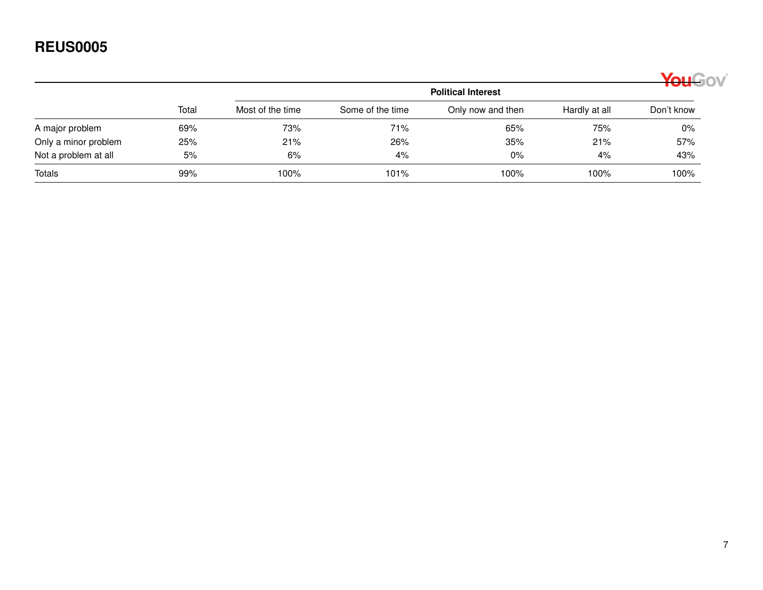# REUS0005

| | Total | Political Interest | | | | |
|---|---|---|---|---|---|---|
| | | Most of the time | Some of the time | Only now and then | Hardly at all | Don't know |
| A major problem | 69% | 73% | 71% | 65% | 75% | 0% |
| Only a minor problem | 25% | 21% | 26% | 35% | 21% | 57% |
| Not a problem at all | 5% | 6% | 4% | 0% | 4% | 43% |
| Totals | 99% | 100% | 101% | 100% | 100% | 100% |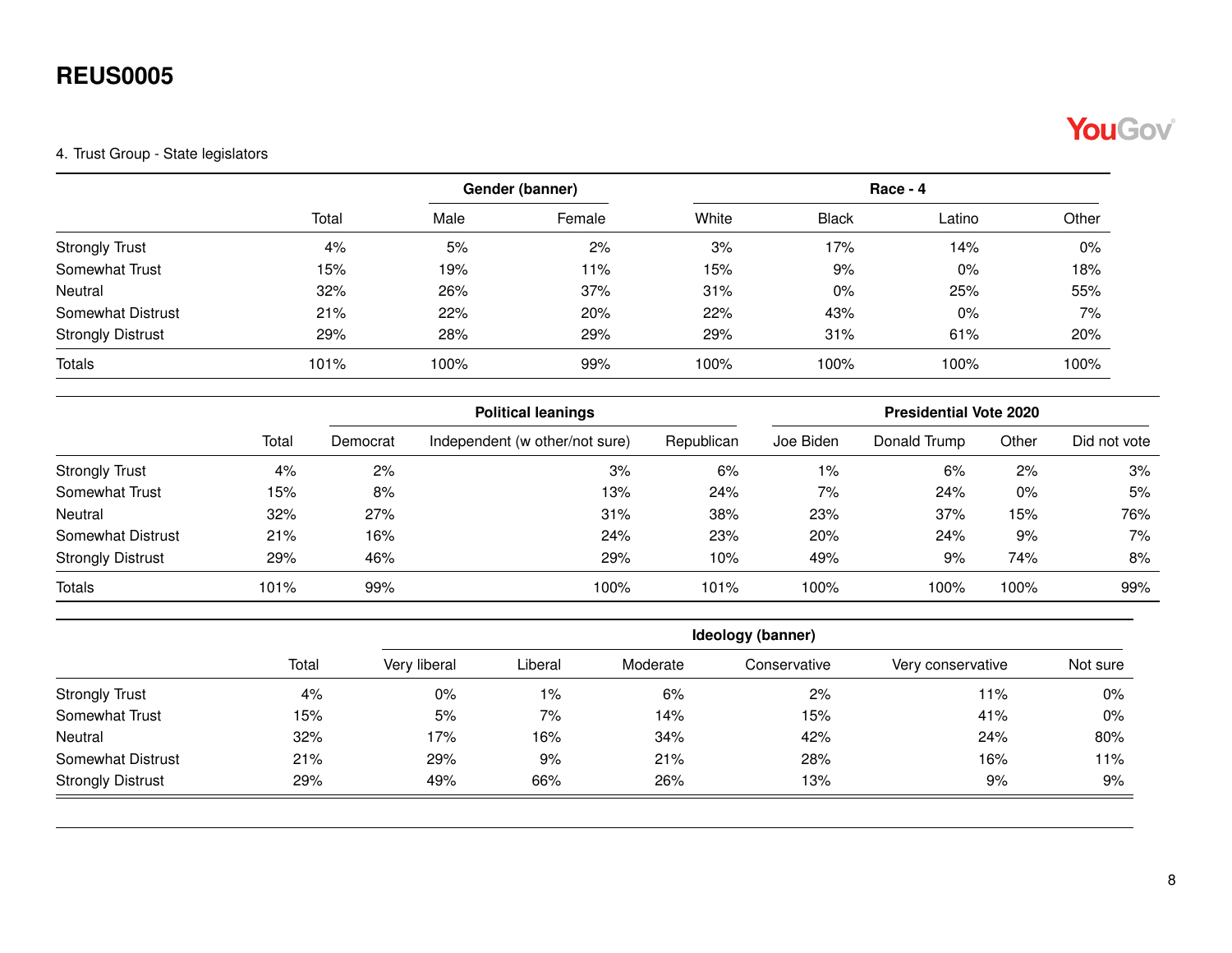# REUS0005

4. Trust Group - State legislators

| | Total | Gender (banner) | | Race - 4 | | | |
|---|---|---|---|---|---|---|---|
| | | Male | Female | White | Black | Latino | Other |
| Strongly Trust | 4% | 5% | 2% | 3% | 17% | 14% | 0% |
| Somewhat Trust | 15% | 19% | 11% | 15% | 9% | 0% | 18% |
| Neutral | 32% | 26% | 37% | 31% | 0% | 25% | 55% |
| Somewhat Distrust | 21% | 22% | 20% | 22% | 43% | 0% | 7% |
| Strongly Distrust | 29% | 28% | 29% | 29% | 31% | 61% | 20% |
| Totals | 101% | 100% | 99% | 100% | 100% | 100% | 100% |

| | Total | Political leanings | | | Presidential Vote 2020 | | | |
|---|---|---|---|---|---|---|---|---|
| | | Democrat | Independent (w other/not sure) | Republican | Joe Biden | Donald Trump | Other | Did not vote |
| Strongly Trust | 4% | 2% | 3% | 6% | 1% | 6% | 2% | 3% |
| Somewhat Trust | 15% | 8% | 13% | 24% | 7% | 24% | 0% | 5% |
| Neutral | 32% | 27% | 31% | 38% | 23% | 37% | 15% | 76% |
| Somewhat Distrust | 21% | 16% | 24% | 23% | 20% | 24% | 9% | 7% |
| Strongly Distrust | 29% | 46% | 29% | 10% | 49% | 9% | 74% | 8% |
| Totals | 101% | 99% | 100% | 101% | 100% | 100% | 100% | 99% |

| | Total | Ideology (banner) | | | | | |
|---|---|---|---|---|---|---|---|
| | | Very liberal | Liberal | Moderate | Conservative | Very conservative | Not sure |
| Strongly Trust | 4% | 0% | 1% | 6% | 2% | 11% | 0% |
| Somewhat Trust | 15% | 5% | 7% | 14% | 15% | 41% | 0% |
| Neutral | 32% | 17% | 16% | 34% | 42% | 24% | 80% |
| Somewhat Distrust | 21% | 29% | 9% | 21% | 28% | 16% | 11% |
| Strongly Distrust | 29% | 49% | 66% | 26% | 13% | 9% | 9% |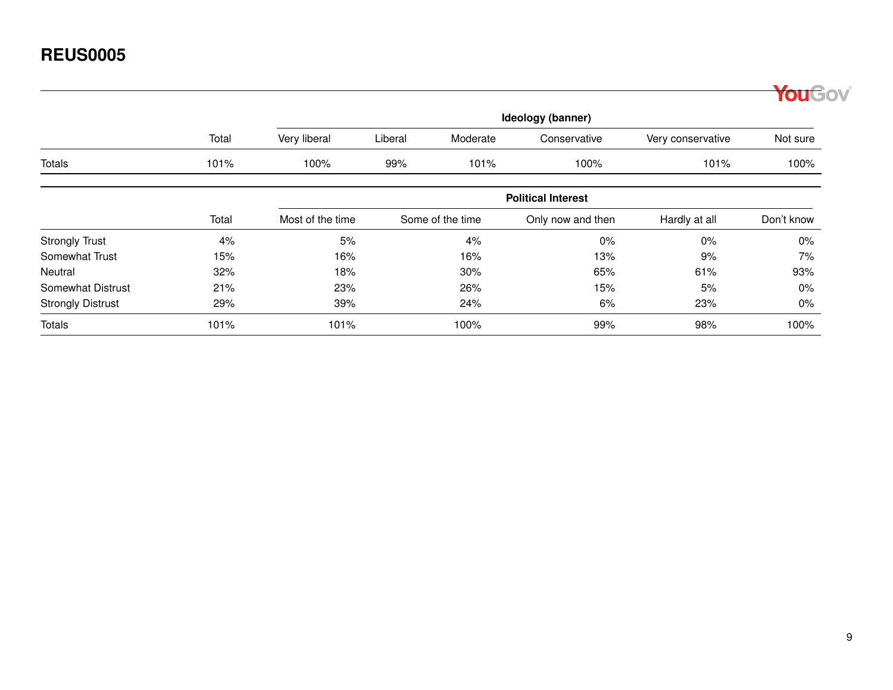## REUS0005

| | Total | Ideology (banner) | | | | | |
|---|---|---|---|---|---|---|---|
| | | Very liberal | Liberal | Moderate | Conservative | Very conservative | Not sure |
| Totals | 101% | 100% | 99% | 101% | 100% | 101% | 100% |

| | Total | Political Interest | | | | |
|---|---|---|---|---|---|---|
| | | Most of the time | Some of the time | Only now and then | Hardly at all | Don't know |
| Strongly Trust | 4% | 5% | 4% | 0% | 0% | 0% |
| Somewhat Trust | 15% | 16% | 16% | 13% | 9% | 7% |
| Neutral | 32% | 18% | 30% | 65% | 61% | 93% |
| Somewhat Distrust | 21% | 23% | 26% | 15% | 5% | 0% |
| Strongly Distrust | 29% | 39% | 24% | 6% | 23% | 0% |
| Totals | 101% | 101% | 100% | 99% | 98% | 100% |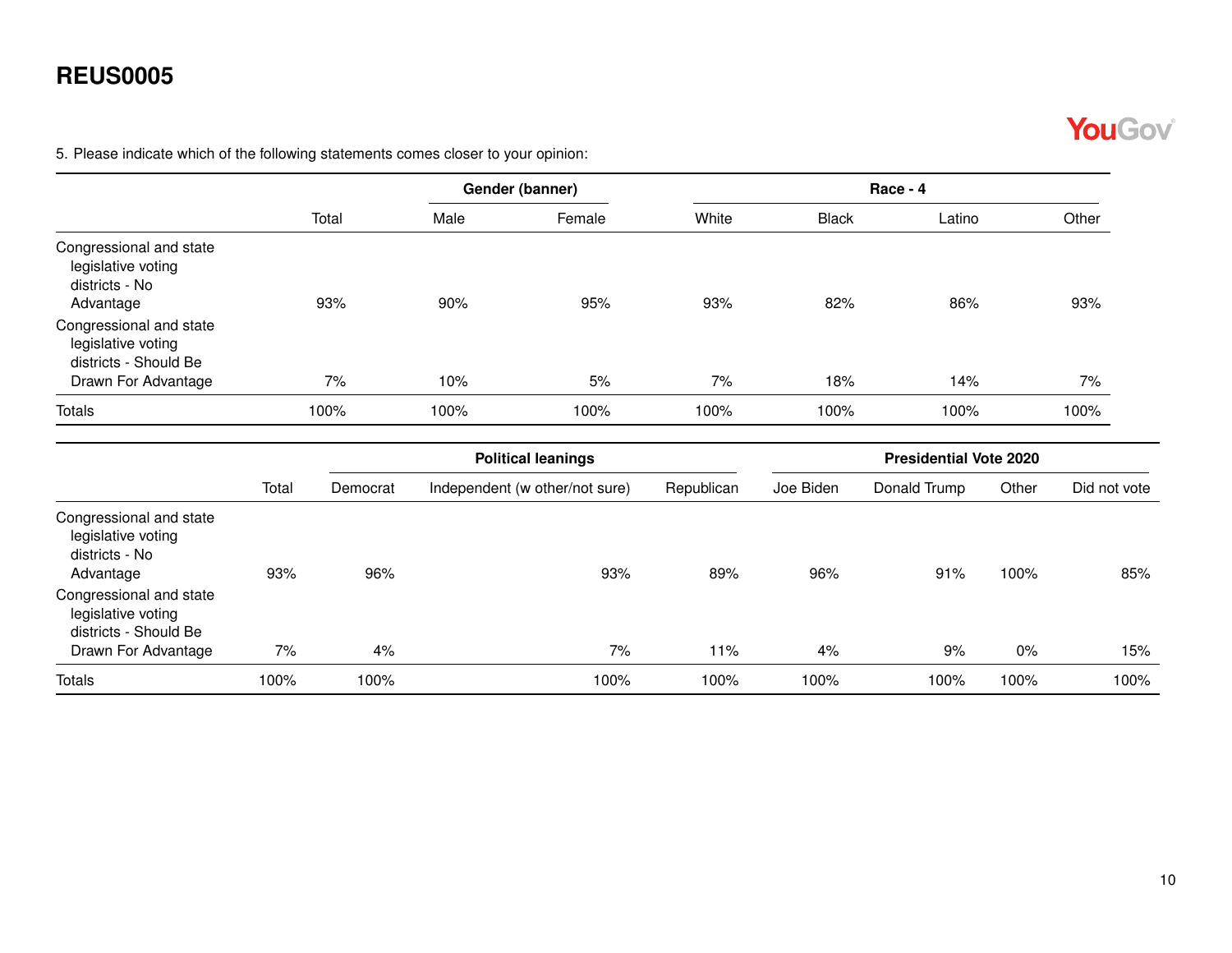# REUS0005

5. Please indicate which of the following statements comes closer to your opinion:

| | Total | Gender (banner) | | Race - 4 | | | |
|---|---|---|---|---|---|---|---|
| | | Male | Female | White | Black | Latino | Other |
| Congressional and state legislative voting districts - No Advantage | 93% | 90% | 95% | 93% | 82% | 86% | 93% |
| Congressional and state legislative voting districts - Should Be Drawn For Advantage | 7% | 10% | 5% | 7% | 18% | 14% | 7% |
| Totals | 100% | 100% | 100% | 100% | 100% | 100% | 100% |

| | Total | Political leanings | | | Presidential Vote 2020 | | | |
|---|---|---|---|---|---|---|---|---|
| | | Democrat | Independent (w other/not sure) | Republican | Joe Biden | Donald Trump | Other | Did not vote |
| Congressional and state legislative voting districts - No Advantage | 93% | 96% | 93% | 89% | 96% | 91% | 100% | 85% |
| Congressional and state legislative voting districts - Should Be Drawn For Advantage | 7% | 4% | 7% | 11% | 4% | 9% | 0% | 15% |
| Totals | 100% | 100% | 100% | 100% | 100% | 100% | 100% | 100% |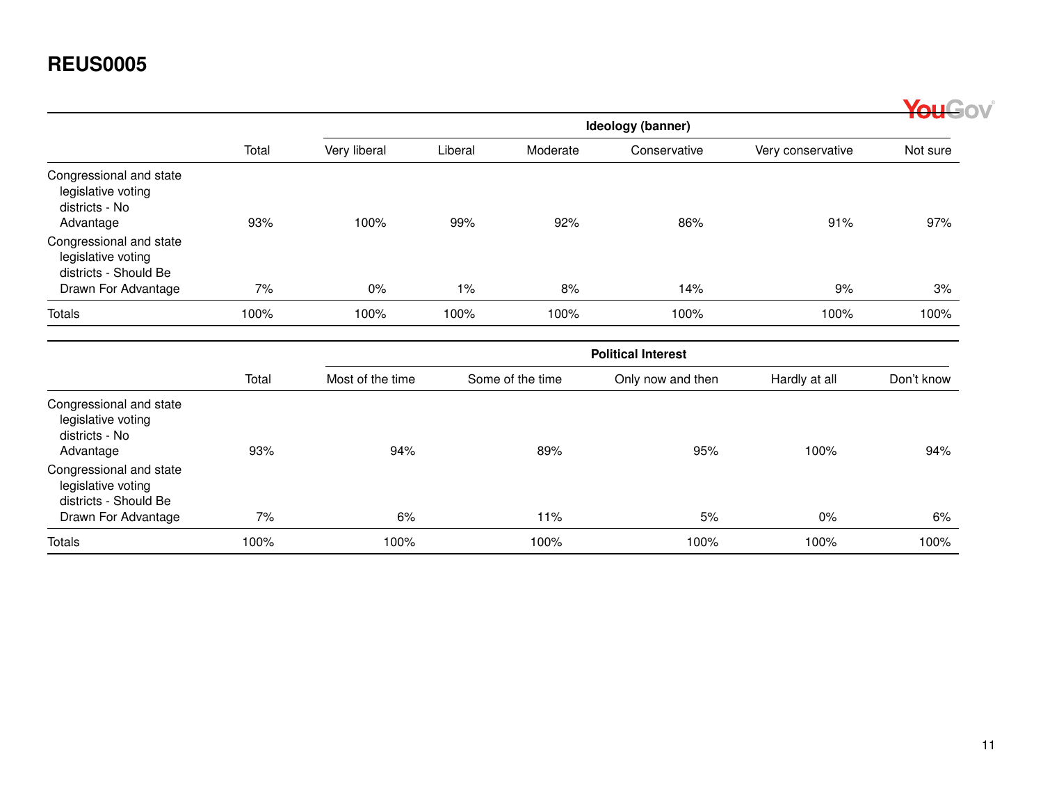# REUS0005

| | Total | Ideology (banner) | | | | | |
|---|---|---|---|---|---|---|---|
| | | Very liberal | Liberal | Moderate | Conservative | Very conservative | Not sure |
| Congressional and state legislative voting districts - No Advantage | 93% | 100% | 99% | 92% | 86% | 91% | 97% |
| Congressional and state legislative voting districts - Should Be Drawn For Advantage | 7% | 0% | 1% | 8% | 14% | 9% | 3% |
| Totals | 100% | 100% | 100% | 100% | 100% | 100% | 100% |

| | Total | Political Interest | | | | |
|---|---|---|---|---|---|---|
| | | Most of the time | Some of the time | Only now and then | Hardly at all | Don't know |
| Congressional and state legislative voting districts - No Advantage | 93% | 94% | 89% | 95% | 100% | 94% |
| Congressional and state legislative voting districts - Should Be Drawn For Advantage | 7% | 6% | 11% | 5% | 0% | 6% |
| Totals | 100% | 100% | 100% | 100% | 100% | 100% |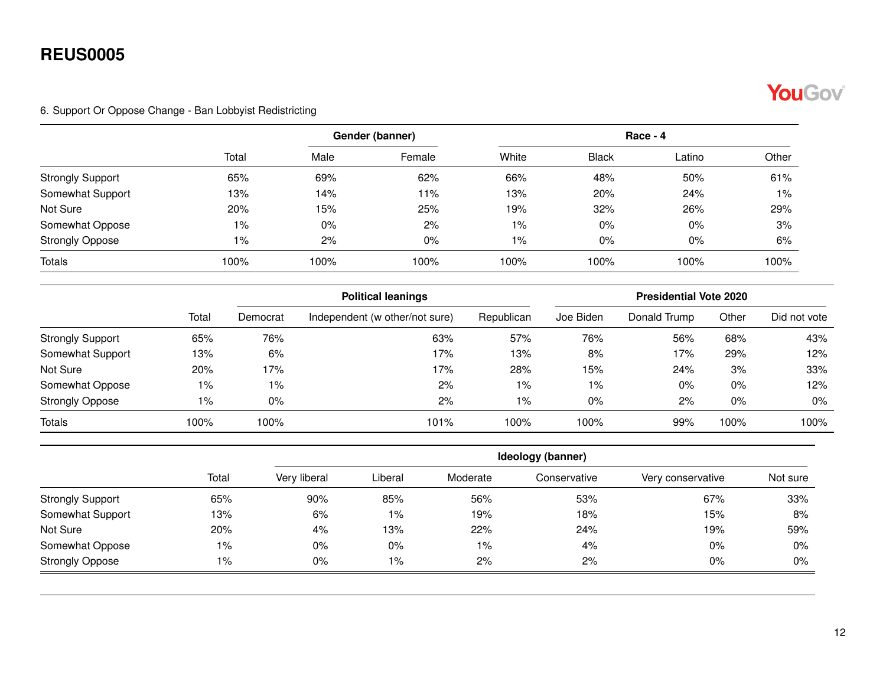# REUS0005

6. Support Or Oppose Change - Ban Lobbyist Redistricting

| | Total | Gender (banner) | | Race - 4 | | | |
|---|---|---|---|---|---|---|---|
| | | Male | Female | White | Black | Latino | Other |
| Strongly Support | 65% | 69% | 62% | 66% | 48% | 50% | 61% |
| Somewhat Support | 13% | 14% | 11% | 13% | 20% | 24% | 1% |
| Not Sure | 20% | 15% | 25% | 19% | 32% | 26% | 29% |
| Somewhat Oppose | 1% | 0% | 2% | 1% | 0% | 0% | 3% |
| Strongly Oppose | 1% | 2% | 0% | 1% | 0% | 0% | 6% |
| Totals | 100% | 100% | 100% | 100% | 100% | 100% | 100% |

| | Total | Political leanings | | | Presidential Vote 2020 | | | |
|---|---|---|---|---|---|---|---|---|
| | | Democrat | Independent (w other/not sure) | Republican | Joe Biden | Donald Trump | Other | Did not vote |
| Strongly Support | 65% | 76% | 63% | 57% | 76% | 56% | 68% | 43% |
| Somewhat Support | 13% | 6% | 17% | 13% | 8% | 17% | 29% | 12% |
| Not Sure | 20% | 17% | 17% | 28% | 15% | 24% | 3% | 33% |
| Somewhat Oppose | 1% | 1% | 2% | 1% | 1% | 0% | 0% | 12% |
| Strongly Oppose | 1% | 0% | 2% | 1% | 0% | 2% | 0% | 0% |
| Totals | 100% | 100% | 101% | 100% | 100% | 99% | 100% | 100% |

| | Total | Ideology (banner) | | | | | |
|---|---|---|---|---|---|---|---|
| | | Very liberal | Liberal | Moderate | Conservative | Very conservative | Not sure |
| Strongly Support | 65% | 90% | 85% | 56% | 53% | 67% | 33% |
| Somewhat Support | 13% | 6% | 1% | 19% | 18% | 15% | 8% |
| Not Sure | 20% | 4% | 13% | 22% | 24% | 19% | 59% |
| Somewhat Oppose | 1% | 0% | 0% | 1% | 4% | 0% | 0% |
| Strongly Oppose | 1% | 0% | 1% | 2% | 2% | 0% | 0% |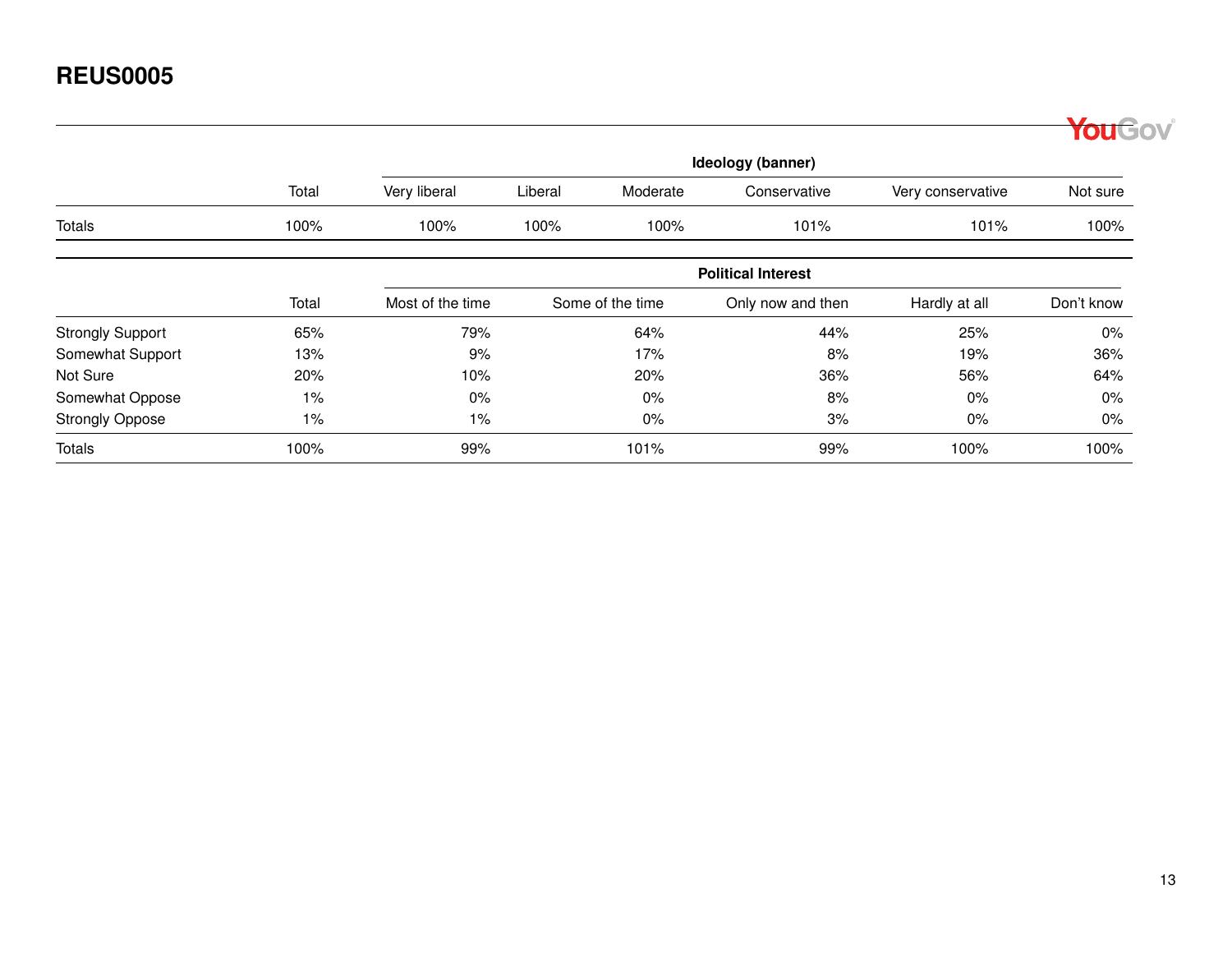## REUS0005

| | Total | Ideology (banner) | | | | | |
|---|---|---|---|---|---|---|---|
| | | Very liberal | Liberal | Moderate | Conservative | Very conservative | Not sure |
| Totals | 100% | 100% | 100% | 100% | 101% | 101% | 100% |

| | Total | Political Interest | | | | |
|---|---|---|---|---|---|---|
| | | Most of the time | Some of the time | Only now and then | Hardly at all | Don't know |
| Strongly Support | 65% | 79% | 64% | 44% | 25% | 0% |
| Somewhat Support | 13% | 9% | 17% | 8% | 19% | 36% |
| Not Sure | 20% | 10% | 20% | 36% | 56% | 64% |
| Somewhat Oppose | 1% | 0% | 0% | 8% | 0% | 0% |
| Strongly Oppose | 1% | 1% | 0% | 3% | 0% | 0% |
| Totals | 100% | 99% | 101% | 99% | 100% | 100% |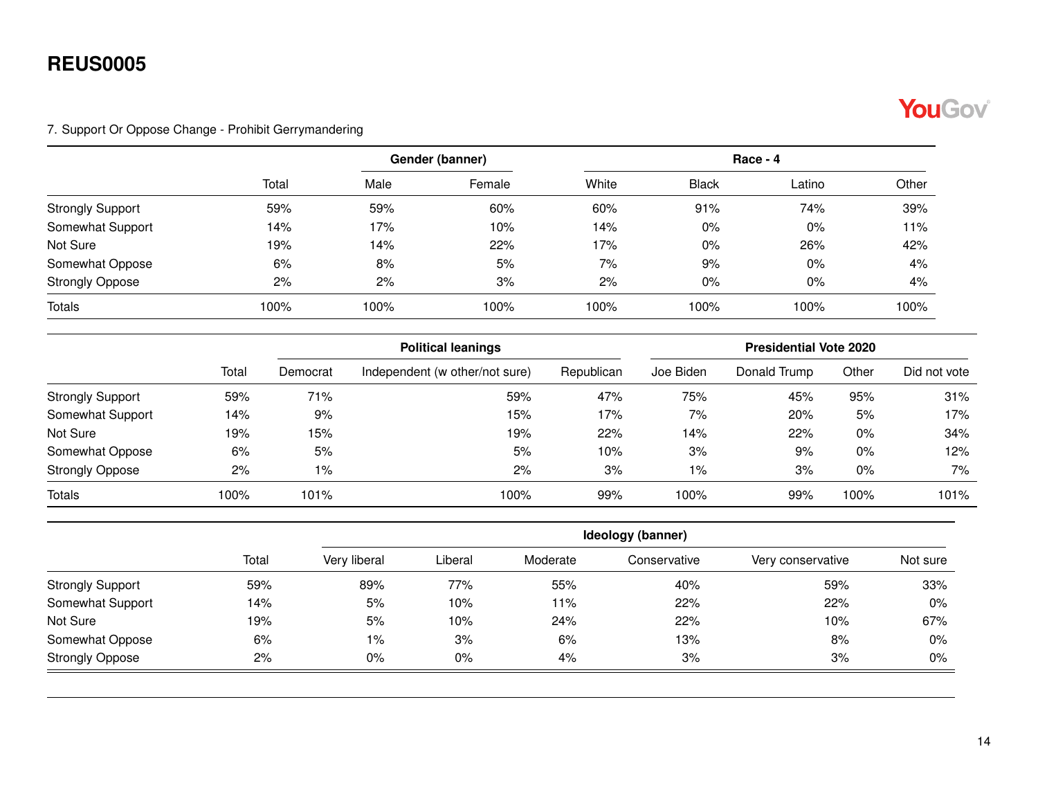# REUS0005

7. Support Or Oppose Change - Prohibit Gerrymandering

| | Total | Gender (banner) | | Race - 4 | | | |
|---|---|---|---|---|---|---|---|
| | | Male | Female | White | Black | Latino | Other |
| Strongly Support | 59% | 59% | 60% | 60% | 91% | 74% | 39% |
| Somewhat Support | 14% | 17% | 10% | 14% | 0% | 0% | 11% |
| Not Sure | 19% | 14% | 22% | 17% | 0% | 26% | 42% |
| Somewhat Oppose | 6% | 8% | 5% | 7% | 9% | 0% | 4% |
| Strongly Oppose | 2% | 2% | 3% | 2% | 0% | 0% | 4% |
| Totals | 100% | 100% | 100% | 100% | 100% | 100% | 100% |

| | Total | Political leanings | | | Presidential Vote 2020 | | | |
|---|---|---|---|---|---|---|---|---|
| | | Democrat | Independent (w other/not sure) | Republican | Joe Biden | Donald Trump | Other | Did not vote |
| Strongly Support | 59% | 71% | 59% | 47% | 75% | 45% | 95% | 31% |
| Somewhat Support | 14% | 9% | 15% | 17% | 7% | 20% | 5% | 17% |
| Not Sure | 19% | 15% | 19% | 22% | 14% | 22% | 0% | 34% |
| Somewhat Oppose | 6% | 5% | 5% | 10% | 3% | 9% | 0% | 12% |
| Strongly Oppose | 2% | 1% | 2% | 3% | 1% | 3% | 0% | 7% |
| Totals | 100% | 101% | 100% | 99% | 100% | 99% | 100% | 101% |

| | Total | Ideology (banner) | | | | | |
|---|---|---|---|---|---|---|---|
| | | Very liberal | Liberal | Moderate | Conservative | Very conservative | Not sure |
| Strongly Support | 59% | 89% | 77% | 55% | 40% | 59% | 33% |
| Somewhat Support | 14% | 5% | 10% | 11% | 22% | 22% | 0% |
| Not Sure | 19% | 5% | 10% | 24% | 22% | 10% | 67% |
| Somewhat Oppose | 6% | 1% | 3% | 6% | 13% | 8% | 0% |
| Strongly Oppose | 2% | 0% | 0% | 4% | 3% | 3% | 0% |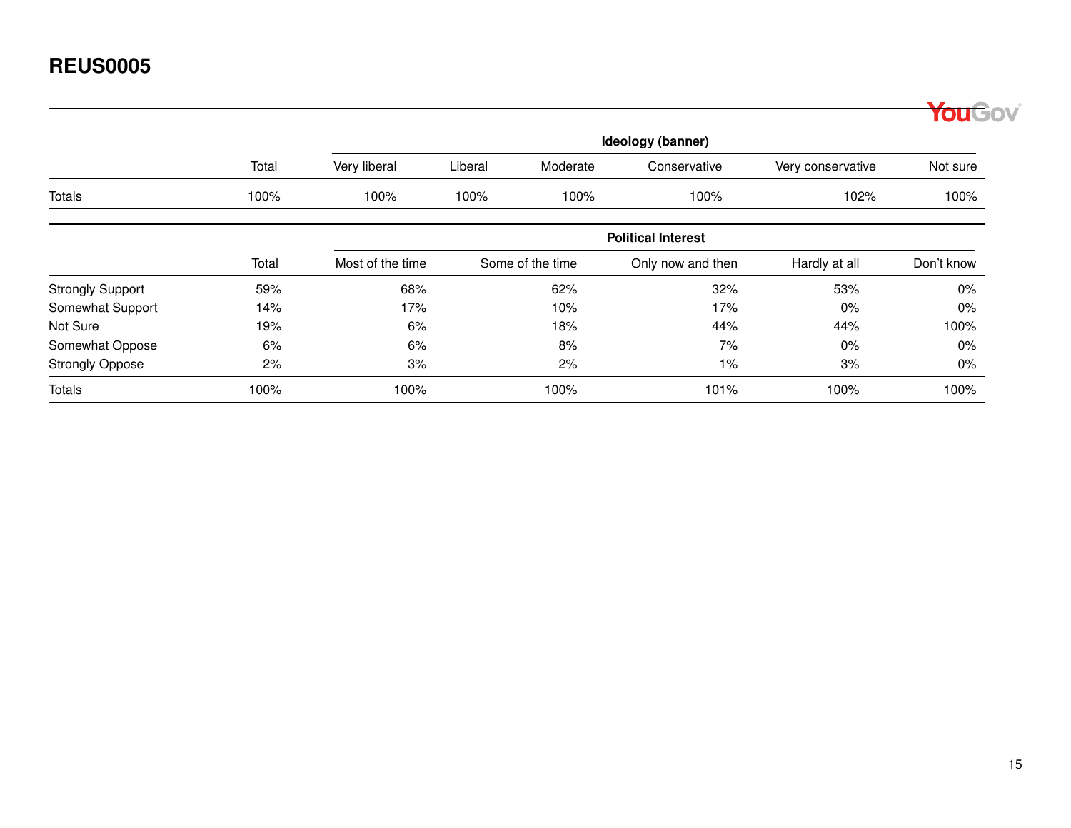## REUS0005

| | Total | Ideology (banner) | | | | | |
|---|---|---|---|---|---|---|---|
| | | Very liberal | Liberal | Moderate | Conservative | Very conservative | Not sure |
| Totals | 100% | 100% | 100% | 100% | 100% | 102% | 100% |

| | Total | Political Interest | | | | |
|---|---|---|---|---|---|---|
| | | Most of the time | Some of the time | Only now and then | Hardly at all | Don't know |
| Strongly Support | 59% | 68% | 62% | 32% | 53% | 0% |
| Somewhat Support | 14% | 17% | 10% | 17% | 0% | 0% |
| Not Sure | 19% | 6% | 18% | 44% | 44% | 100% |
| Somewhat Oppose | 6% | 6% | 8% | 7% | 0% | 0% |
| Strongly Oppose | 2% | 3% | 2% | 1% | 3% | 0% |
| Totals | 100% | 100% | 100% | 101% | 100% | 100% |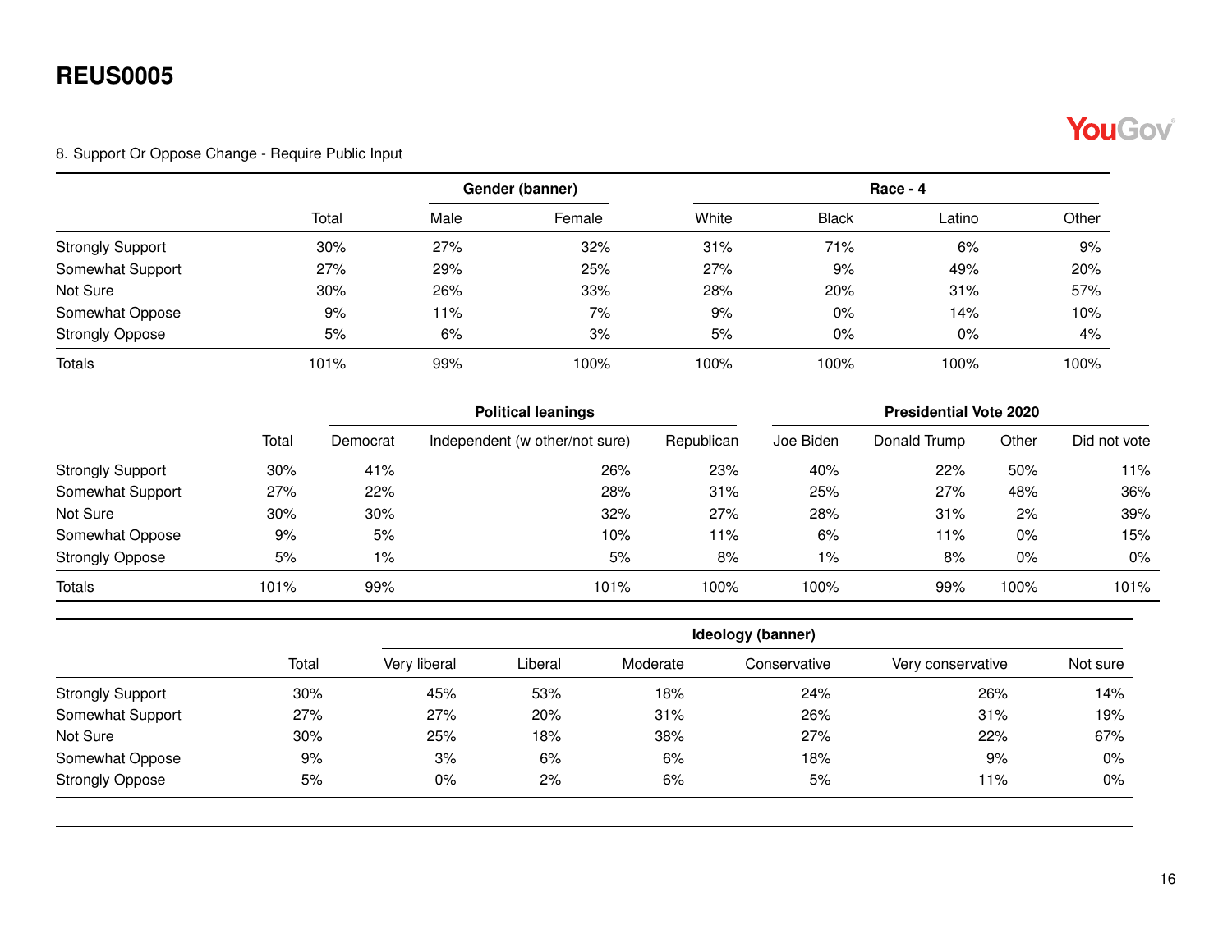# REUS0005

8. Support Or Oppose Change - Require Public Input

| | Total | Gender (banner) | | Race - 4 | | | |
|---|---|---|---|---|---|---|---|
| | | Male | Female | White | Black | Latino | Other |
| Strongly Support | 30% | 27% | 32% | 31% | 71% | 6% | 9% |
| Somewhat Support | 27% | 29% | 25% | 27% | 9% | 49% | 20% |
| Not Sure | 30% | 26% | 33% | 28% | 20% | 31% | 57% |
| Somewhat Oppose | 9% | 11% | 7% | 9% | 0% | 14% | 10% |
| Strongly Oppose | 5% | 6% | 3% | 5% | 0% | 0% | 4% |
| Totals | 101% | 99% | 100% | 100% | 100% | 100% | 100% |

| | Total | Political leanings | | | Presidential Vote 2020 | | | |
|---|---|---|---|---|---|---|---|---|
| | | Democrat | Independent (w other/not sure) | Republican | Joe Biden | Donald Trump | Other | Did not vote |
| Strongly Support | 30% | 41% | 26% | 23% | 40% | 22% | 50% | 11% |
| Somewhat Support | 27% | 22% | 28% | 31% | 25% | 27% | 48% | 36% |
| Not Sure | 30% | 30% | 32% | 27% | 28% | 31% | 2% | 39% |
| Somewhat Oppose | 9% | 5% | 10% | 11% | 6% | 11% | 0% | 15% |
| Strongly Oppose | 5% | 1% | 5% | 8% | 1% | 8% | 0% | 0% |
| Totals | 101% | 99% | 101% | 100% | 100% | 99% | 100% | 101% |

| | Total | Ideology (banner) | | | | | |
|---|---|---|---|---|---|---|---|
| | | Very liberal | Liberal | Moderate | Conservative | Very conservative | Not sure |
| Strongly Support | 30% | 45% | 53% | 18% | 24% | 26% | 14% |
| Somewhat Support | 27% | 27% | 20% | 31% | 26% | 31% | 19% |
| Not Sure | 30% | 25% | 18% | 38% | 27% | 22% | 67% |
| Somewhat Oppose | 9% | 3% | 6% | 6% | 18% | 9% | 0% |
| Strongly Oppose | 5% | 0% | 2% | 6% | 5% | 11% | 0% |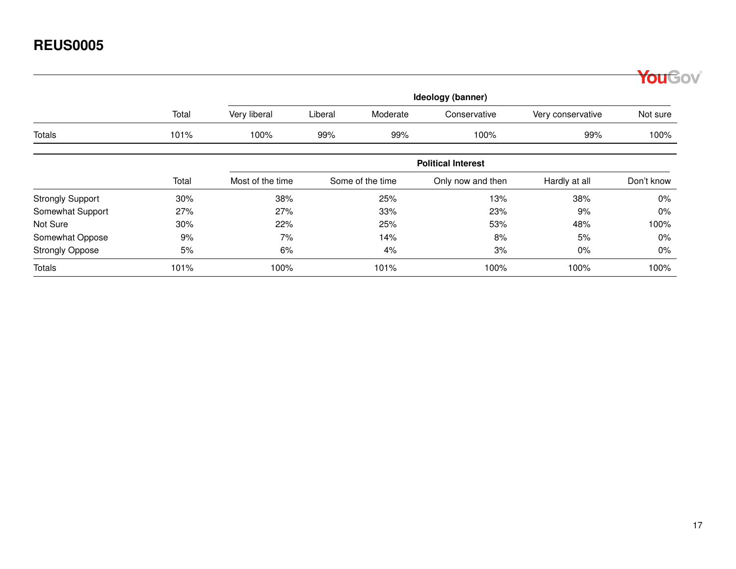## REUS0005

| | Total | Ideology (banner) | | | | | |
|---|---|---|---|---|---|---|---|
| | | Very liberal | Liberal | Moderate | Conservative | Very conservative | Not sure |
| Totals | 101% | 100% | 99% | 99% | 100% | 99% | 100% |

| | Total | Political Interest | | | | |
|---|---|---|---|---|---|---|
| | | Most of the time | Some of the time | Only now and then | Hardly at all | Don't know |
| Strongly Support | 30% | 38% | 25% | 13% | 38% | 0% |
| Somewhat Support | 27% | 27% | 33% | 23% | 9% | 0% |
| Not Sure | 30% | 22% | 25% | 53% | 48% | 100% |
| Somewhat Oppose | 9% | 7% | 14% | 8% | 5% | 0% |
| Strongly Oppose | 5% | 6% | 4% | 3% | 0% | 0% |
| Totals | 101% | 100% | 101% | 100% | 100% | 100% |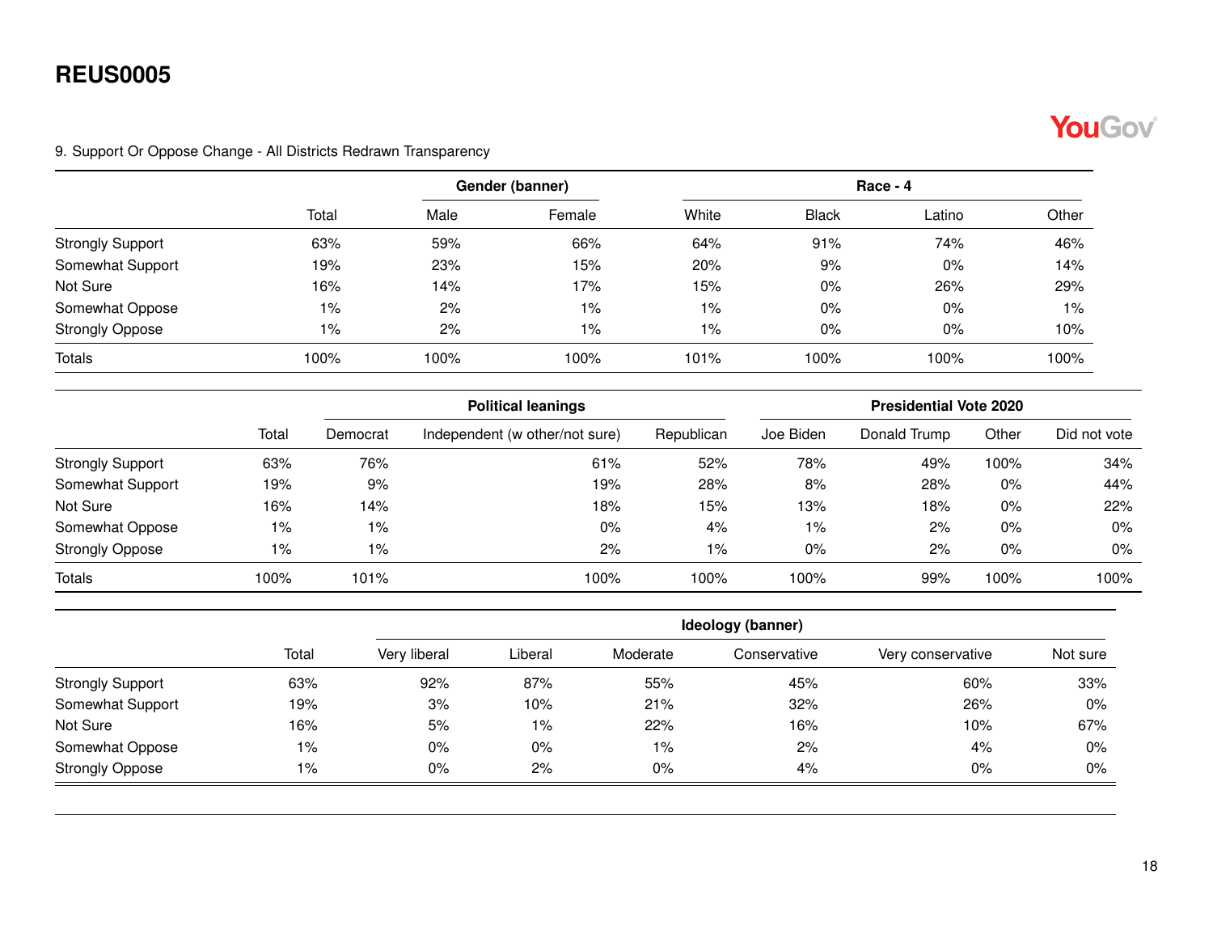# REUS0005

9. Support Or Oppose Change - All Districts Redrawn Transparency

| | Total | Gender (banner) | | Race - 4 | | | |
|---|---|---|---|---|---|---|---|
| | | Male | Female | White | Black | Latino | Other |
| Strongly Support | 63% | 59% | 66% | 64% | 91% | 74% | 46% |
| Somewhat Support | 19% | 23% | 15% | 20% | 9% | 0% | 14% |
| Not Sure | 16% | 14% | 17% | 15% | 0% | 26% | 29% |
| Somewhat Oppose | 1% | 2% | 1% | 1% | 0% | 0% | 1% |
| Strongly Oppose | 1% | 2% | 1% | 1% | 0% | 0% | 10% |
| Totals | 100% | 100% | 100% | 101% | 100% | 100% | 100% |

| | Total | Political leanings | | | Presidential Vote 2020 | | | |
|---|---|---|---|---|---|---|---|---|
| | | Democrat | Independent (w other/not sure) | Republican | Joe Biden | Donald Trump | Other | Did not vote |
| Strongly Support | 63% | 76% | 61% | 52% | 78% | 49% | 100% | 34% |
| Somewhat Support | 19% | 9% | 19% | 28% | 8% | 28% | 0% | 44% |
| Not Sure | 16% | 14% | 18% | 15% | 13% | 18% | 0% | 22% |
| Somewhat Oppose | 1% | 1% | 0% | 4% | 1% | 2% | 0% | 0% |
| Strongly Oppose | 1% | 1% | 2% | 1% | 0% | 2% | 0% | 0% |
| Totals | 100% | 101% | 100% | 100% | 100% | 99% | 100% | 100% |

| | Total | Ideology (banner) | | | | | |
|---|---|---|---|---|---|---|---|
| | | Very liberal | Liberal | Moderate | Conservative | Very conservative | Not sure |
| Strongly Support | 63% | 92% | 87% | 55% | 45% | 60% | 33% |
| Somewhat Support | 19% | 3% | 10% | 21% | 32% | 26% | 0% |
| Not Sure | 16% | 5% | 1% | 22% | 16% | 10% | 67% |
| Somewhat Oppose | 1% | 0% | 0% | 1% | 2% | 4% | 0% |
| Strongly Oppose | 1% | 0% | 2% | 0% | 4% | 0% | 0% |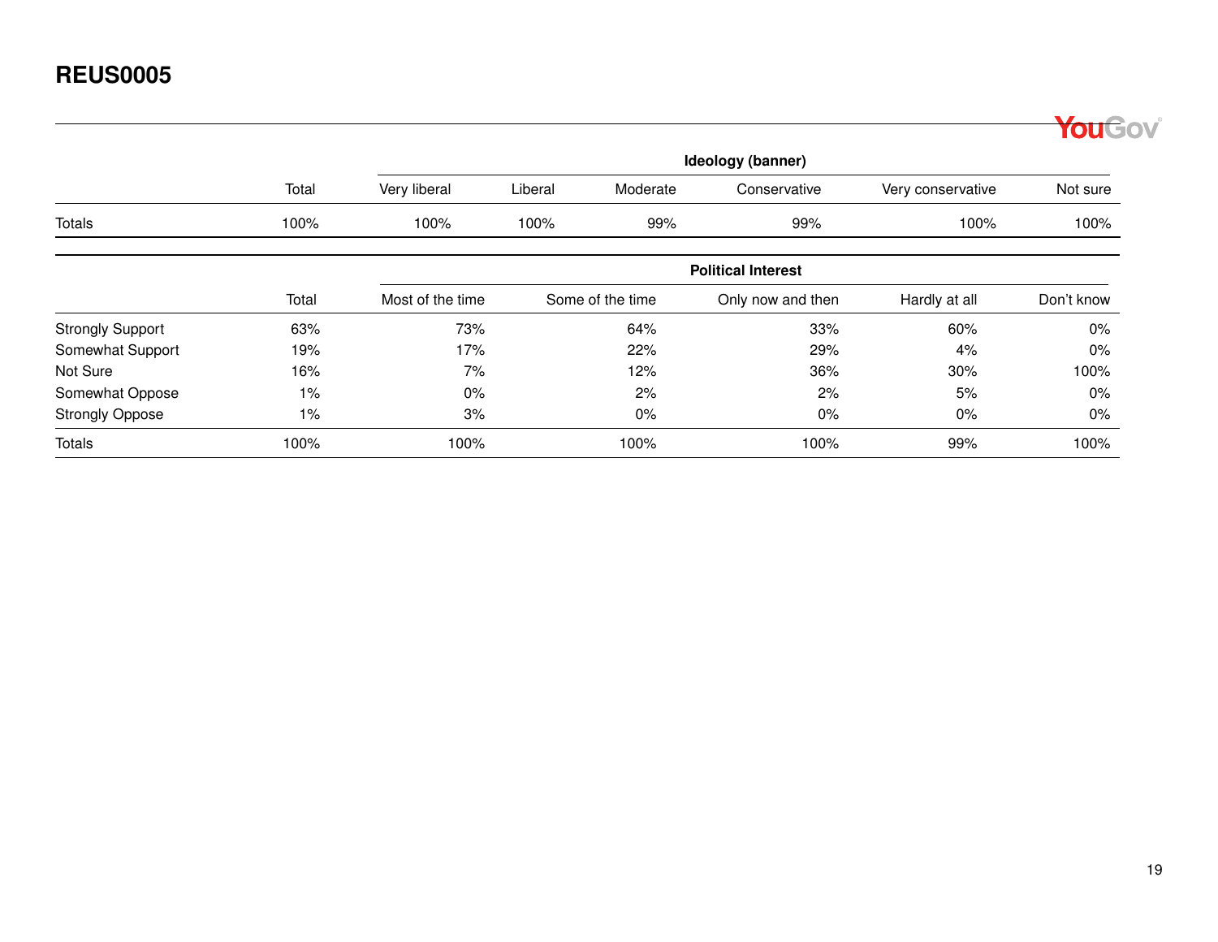## REUS0005

| | Total | Ideology (banner) | | | | | |
|---|---|---|---|---|---|---|---|
| | | Very liberal | Liberal | Moderate | Conservative | Very conservative | Not sure |
| Totals | 100% | 100% | 100% | 99% | 99% | 100% | 100% |

| | Total | Political Interest | | | | |
|---|---|---|---|---|---|---|
| | | Most of the time | Some of the time | Only now and then | Hardly at all | Don't know |
| Strongly Support | 63% | 73% | 64% | 33% | 60% | 0% |
| Somewhat Support | 19% | 17% | 22% | 29% | 4% | 0% |
| Not Sure | 16% | 7% | 12% | 36% | 30% | 100% |
| Somewhat Oppose | 1% | 0% | 2% | 2% | 5% | 0% |
| Strongly Oppose | 1% | 3% | 0% | 0% | 0% | 0% |
| Totals | 100% | 100% | 100% | 100% | 99% | 100% |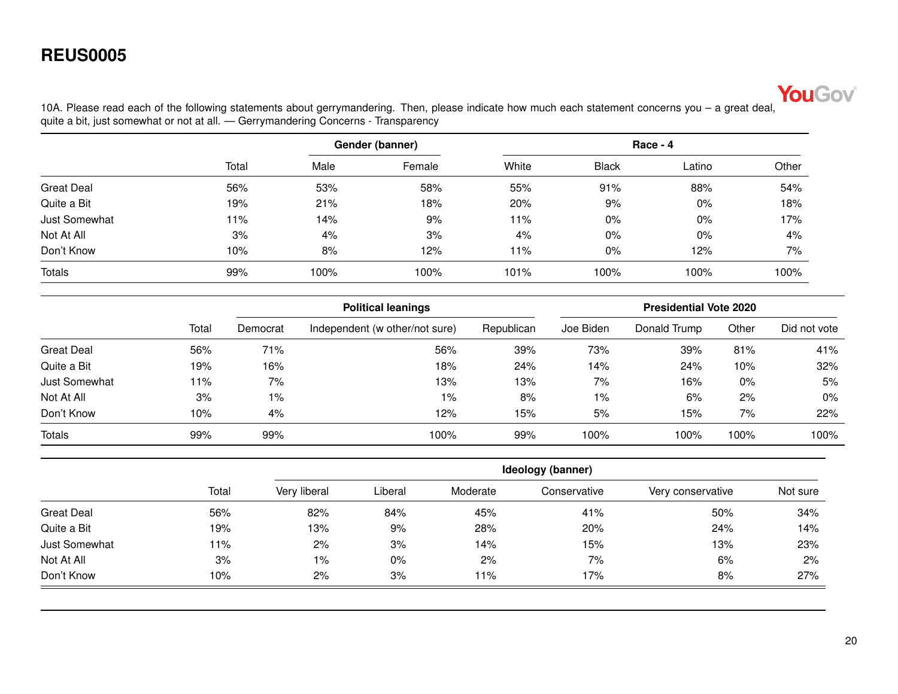## REUS0005

10A. Please read each of the following statements about gerrymandering. Then, please indicate how much each statement concerns you – a great deal, quite a bit, just somewhat or not at all. — Gerrymandering Concerns - Transparency

| | | Gender (banner) | | Race - 4 | | | |
|---|---|---|---|---|---|---|---|
| | Total | Male | Female | White | Black | Latino | Other |
| Great Deal | 56% | 53% | 58% | 55% | 91% | 88% | 54% |
| Quite a Bit | 19% | 21% | 18% | 20% | 9% | 0% | 18% |
| Just Somewhat | 11% | 14% | 9% | 11% | 0% | 0% | 17% |
| Not At All | 3% | 4% | 3% | 4% | 0% | 0% | 4% |
| Don't Know | 10% | 8% | 12% | 11% | 0% | 12% | 7% |
| Totals | 99% | 100% | 100% | 101% | 100% | 100% | 100% |

| | | Political leanings | | | Presidential Vote 2020 | | | |
|---|---|---|---|---|---|---|---|---|
| | Total | Democrat | Independent (w other/not sure) | Republican | Joe Biden | Donald Trump | Other | Did not vote |
| Great Deal | 56% | 71% | 56% | 39% | 73% | 39% | 81% | 41% |
| Quite a Bit | 19% | 16% | 18% | 24% | 14% | 24% | 10% | 32% |
| Just Somewhat | 11% | 7% | 13% | 13% | 7% | 16% | 0% | 5% |
| Not At All | 3% | 1% | 1% | 8% | 1% | 6% | 2% | 0% |
| Don't Know | 10% | 4% | 12% | 15% | 5% | 15% | 7% | 22% |
| Totals | 99% | 99% | 100% | 99% | 100% | 100% | 100% | 100% |

| | | Ideology (banner) | | | | | |
|---|---|---|---|---|---|---|---|
| | Total | Very liberal | Liberal | Moderate | Conservative | Very conservative | Not sure |
| Great Deal | 56% | 82% | 84% | 45% | 41% | 50% | 34% |
| Quite a Bit | 19% | 13% | 9% | 28% | 20% | 24% | 14% |
| Just Somewhat | 11% | 2% | 3% | 14% | 15% | 13% | 23% |
| Not At All | 3% | 1% | 0% | 2% | 7% | 6% | 2% |
| Don't Know | 10% | 2% | 3% | 11% | 17% | 8% | 27% |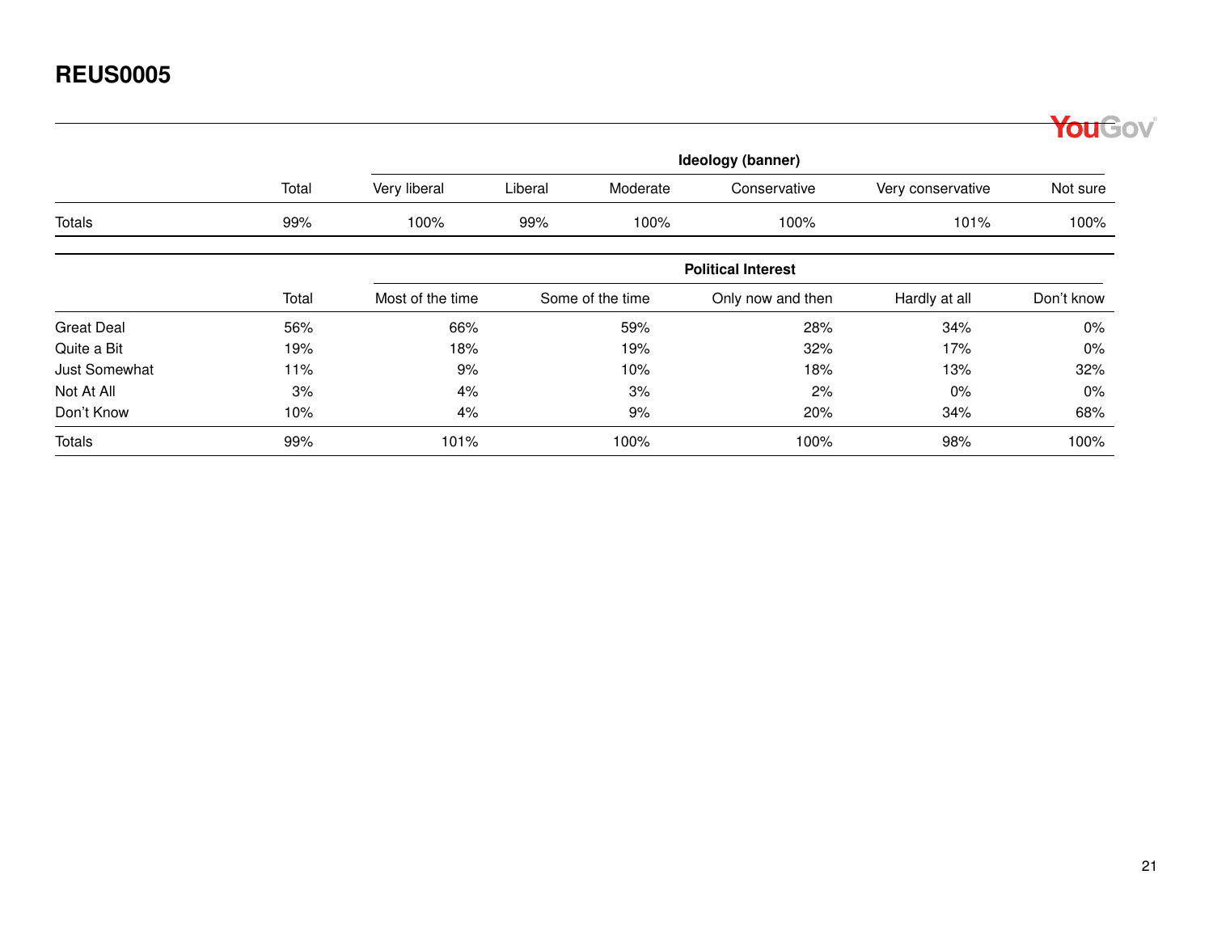## REUS0005

| | Total | Ideology (banner) | | | | | |
|---|---|---|---|---|---|---|---|
| | | Very liberal | Liberal | Moderate | Conservative | Very conservative | Not sure |
| Totals | 99% | 100% | 99% | 100% | 100% | 101% | 100% |

| | Total | Political Interest | | | | |
|---|---|---|---|---|---|---|
| | | Most of the time | Some of the time | Only now and then | Hardly at all | Don't know |
| Great Deal | 56% | 66% | 59% | 28% | 34% | 0% |
| Quite a Bit | 19% | 18% | 19% | 32% | 17% | 0% |
| Just Somewhat | 11% | 9% | 10% | 18% | 13% | 32% |
| Not At All | 3% | 4% | 3% | 2% | 0% | 0% |
| Don't Know | 10% | 4% | 9% | 20% | 34% | 68% |
| Totals | 99% | 101% | 100% | 100% | 98% | 100% |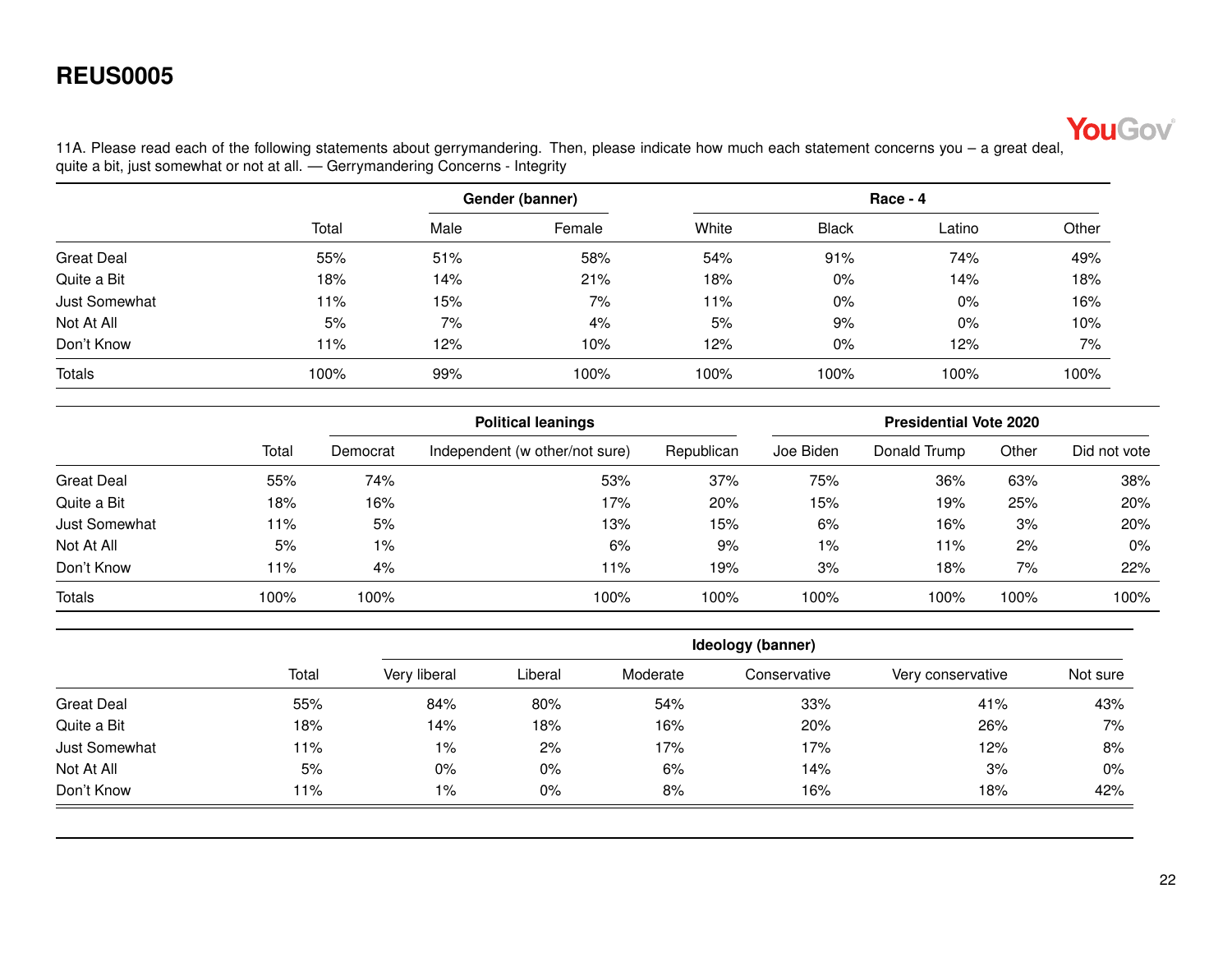# REUS0005

11A. Please read each of the following statements about gerrymandering. Then, please indicate how much each statement concerns you – a great deal, quite a bit, just somewhat or not at all. — Gerrymandering Concerns - Integrity

| | Total | Gender (banner) | | Race - 4 | | | |
|---|---|---|---|---|---|---|---|
| | | Male | Female | White | Black | Latino | Other |
| Great Deal | 55% | 51% | 58% | 54% | 91% | 74% | 49% |
| Quite a Bit | 18% | 14% | 21% | 18% | 0% | 14% | 18% |
| Just Somewhat | 11% | 15% | 7% | 11% | 0% | 0% | 16% |
| Not At All | 5% | 7% | 4% | 5% | 9% | 0% | 10% |
| Don't Know | 11% | 12% | 10% | 12% | 0% | 12% | 7% |
| Totals | 100% | 99% | 100% | 100% | 100% | 100% | 100% |

| | Total | Political leanings | | | Presidential Vote 2020 | | | |
|---|---|---|---|---|---|---|---|---|
| | | Democrat | Independent (w other/not sure) | Republican | Joe Biden | Donald Trump | Other | Did not vote |
| Great Deal | 55% | 74% | 53% | 37% | 75% | 36% | 63% | 38% |
| Quite a Bit | 18% | 16% | 17% | 20% | 15% | 19% | 25% | 20% |
| Just Somewhat | 11% | 5% | 13% | 15% | 6% | 16% | 3% | 20% |
| Not At All | 5% | 1% | 6% | 9% | 1% | 11% | 2% | 0% |
| Don't Know | 11% | 4% | 11% | 19% | 3% | 18% | 7% | 22% |
| Totals | 100% | 100% | 100% | 100% | 100% | 100% | 100% | 100% |

| | Total | Ideology (banner) | | | | | |
|---|---|---|---|---|---|---|---|
| | | Very liberal | Liberal | Moderate | Conservative | Very conservative | Not sure |
| Great Deal | 55% | 84% | 80% | 54% | 33% | 41% | 43% |
| Quite a Bit | 18% | 14% | 18% | 16% | 20% | 26% | 7% |
| Just Somewhat | 11% | 1% | 2% | 17% | 17% | 12% | 8% |
| Not At All | 5% | 0% | 0% | 6% | 14% | 3% | 0% |
| Don't Know | 11% | 1% | 0% | 8% | 16% | 18% | 42% |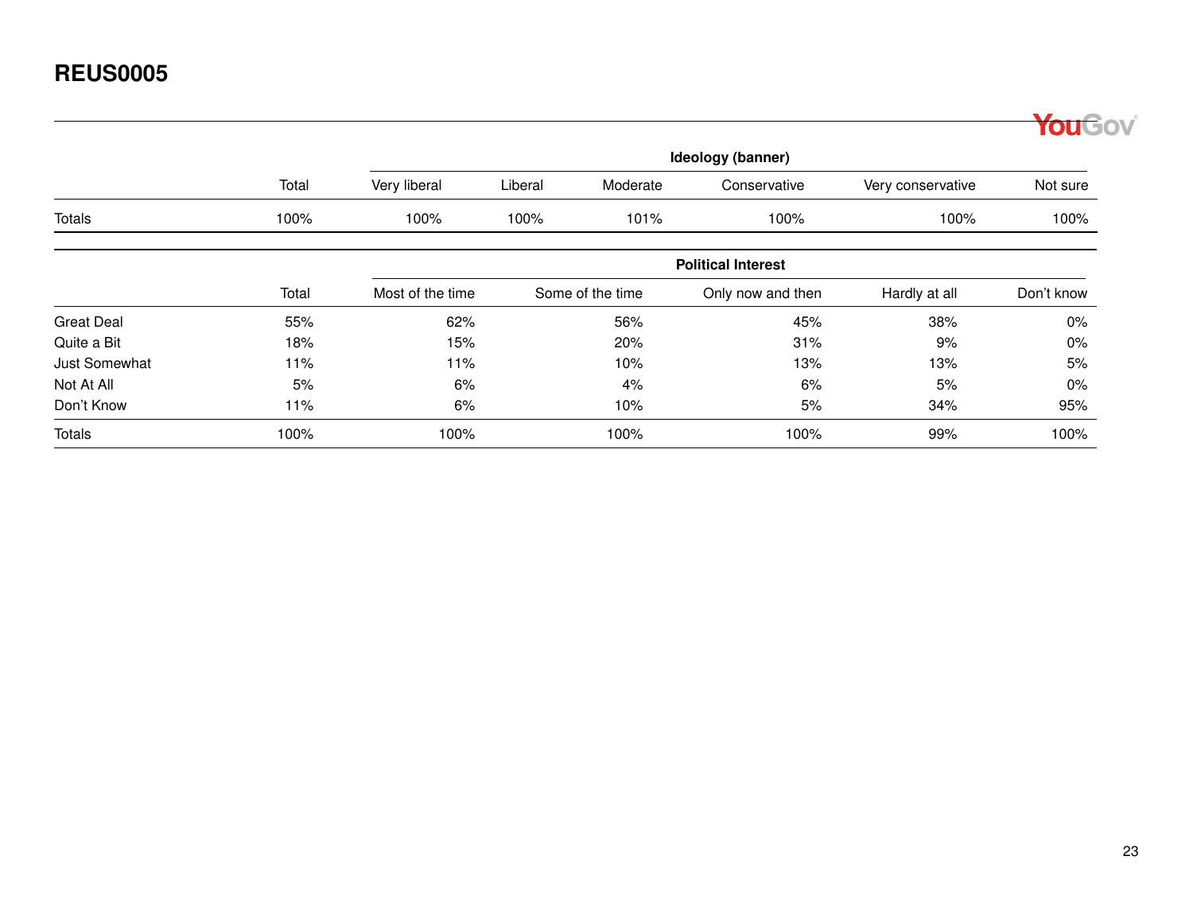# REUS0005

| | Total | Ideology (banner) | | | | | |
|---|---|---|---|---|---|---|---|
| | | Very liberal | Liberal | Moderate | Conservative | Very conservative | Not sure |
| Totals | 100% | 100% | 100% | 101% | 100% | 100% | 100% |

| | Total | Political Interest | | | | |
|---|---|---|---|---|---|---|
| | | Most of the time | Some of the time | Only now and then | Hardly at all | Don't know |
| Great Deal | 55% | 62% | 56% | 45% | 38% | 0% |
| Quite a Bit | 18% | 15% | 20% | 31% | 9% | 0% |
| Just Somewhat | 11% | 11% | 10% | 13% | 13% | 5% |
| Not At All | 5% | 6% | 4% | 6% | 5% | 0% |
| Don't Know | 11% | 6% | 10% | 5% | 34% | 95% |
| Totals | 100% | 100% | 100% | 100% | 99% | 100% |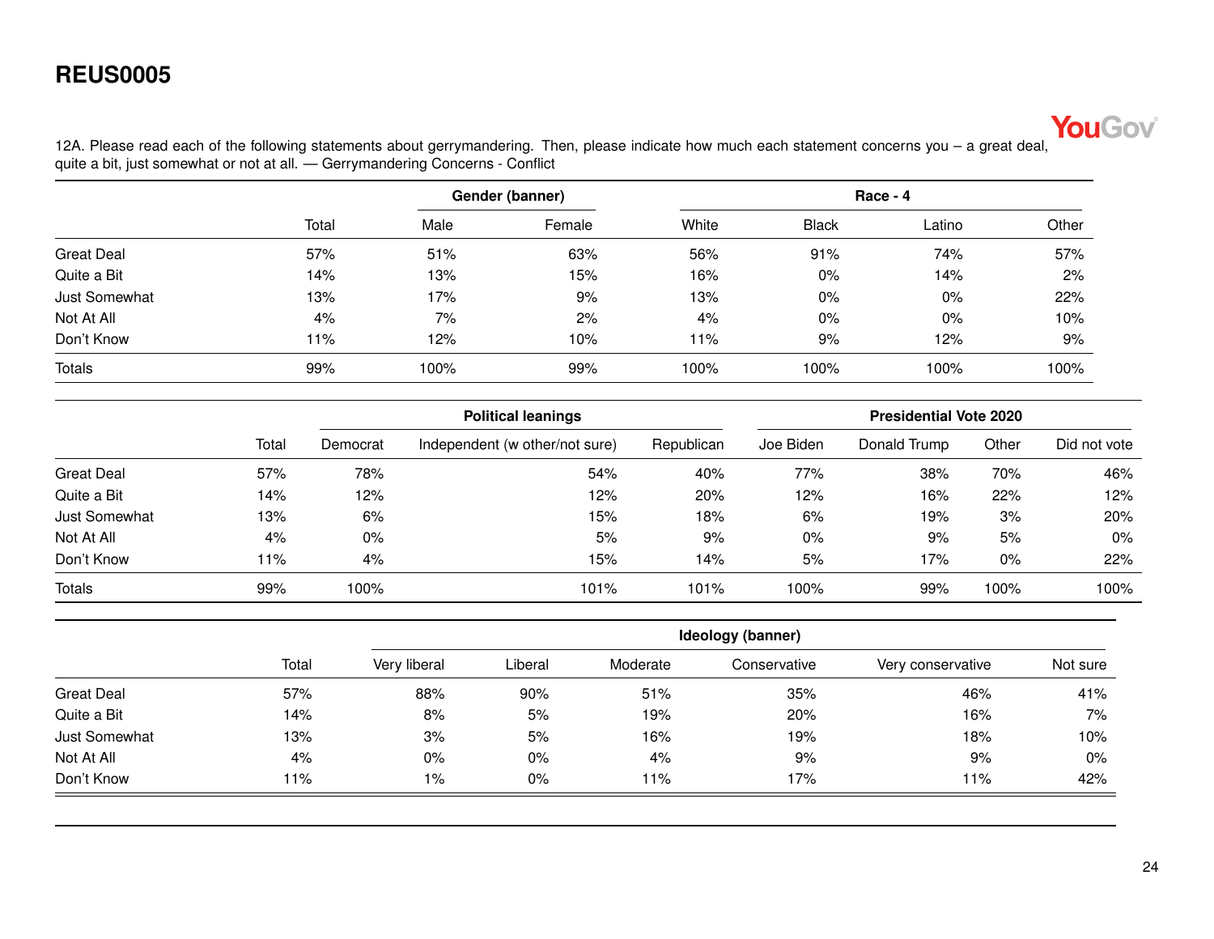# REUS0005

12A. Please read each of the following statements about gerrymandering. Then, please indicate how much each statement concerns you – a great deal, quite a bit, just somewhat or not at all. — Gerrymandering Concerns - Conflict

| | | Gender (banner) | | Race - 4 | | | |
|---|---|---|---|---|---|---|---|
| | Total | Male | Female | White | Black | Latino | Other |
| Great Deal | 57% | 51% | 63% | 56% | 91% | 74% | 57% |
| Quite a Bit | 14% | 13% | 15% | 16% | 0% | 14% | 2% |
| Just Somewhat | 13% | 17% | 9% | 13% | 0% | 0% | 22% |
| Not At All | 4% | 7% | 2% | 4% | 0% | 0% | 10% |
| Don't Know | 11% | 12% | 10% | 11% | 9% | 12% | 9% |
| Totals | 99% | 100% | 99% | 100% | 100% | 100% | 100% |

| | | Political leanings | | | Presidential Vote 2020 | | | |
|---|---|---|---|---|---|---|---|---|
| | Total | Democrat | Independent (w other/not sure) | Republican | Joe Biden | Donald Trump | Other | Did not vote |
| Great Deal | 57% | 78% | 54% | 40% | 77% | 38% | 70% | 46% |
| Quite a Bit | 14% | 12% | 12% | 20% | 12% | 16% | 22% | 12% |
| Just Somewhat | 13% | 6% | 15% | 18% | 6% | 19% | 3% | 20% |
| Not At All | 4% | 0% | 5% | 9% | 0% | 9% | 5% | 0% |
| Don't Know | 11% | 4% | 15% | 14% | 5% | 17% | 0% | 22% |
| Totals | 99% | 100% | 101% | 101% | 100% | 99% | 100% | 100% |

| | | Ideology (banner) | | | | | |
|---|---|---|---|---|---|---|---|
| | Total | Very liberal | Liberal | Moderate | Conservative | Very conservative | Not sure |
| Great Deal | 57% | 88% | 90% | 51% | 35% | 46% | 41% |
| Quite a Bit | 14% | 8% | 5% | 19% | 20% | 16% | 7% |
| Just Somewhat | 13% | 3% | 5% | 16% | 19% | 18% | 10% |
| Not At All | 4% | 0% | 0% | 4% | 9% | 9% | 0% |
| Don't Know | 11% | 1% | 0% | 11% | 17% | 11% | 42% |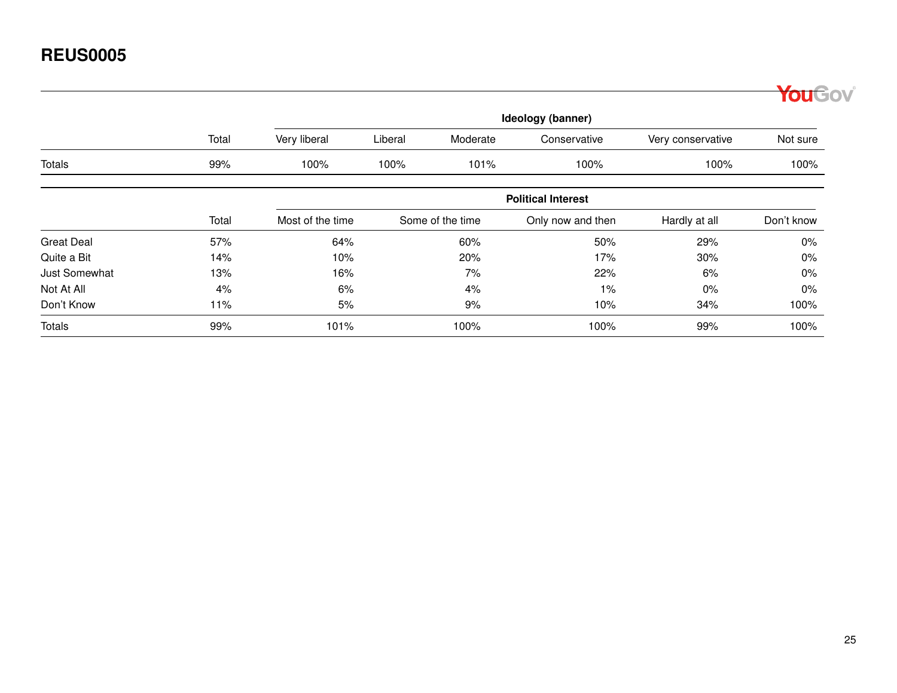## REUS0005

| | | Ideology (banner) | | | | | |
|---|---|---|---|---|---|---|---|
| | Total | Very liberal | Liberal | Moderate | Conservative | Very conservative | Not sure |
| Totals | 99% | 100% | 100% | 101% | 100% | 100% | 100% |

| | | Political Interest | | | | |
|---|---|---|---|---|---|---|
| | Total | Most of the time | Some of the time | Only now and then | Hardly at all | Don't know |
| Great Deal | 57% | 64% | 60% | 50% | 29% | 0% |
| Quite a Bit | 14% | 10% | 20% | 17% | 30% | 0% |
| Just Somewhat | 13% | 16% | 7% | 22% | 6% | 0% |
| Not At All | 4% | 6% | 4% | 1% | 0% | 0% |
| Don't Know | 11% | 5% | 9% | 10% | 34% | 100% |
| Totals | 99% | 101% | 100% | 100% | 99% | 100% |